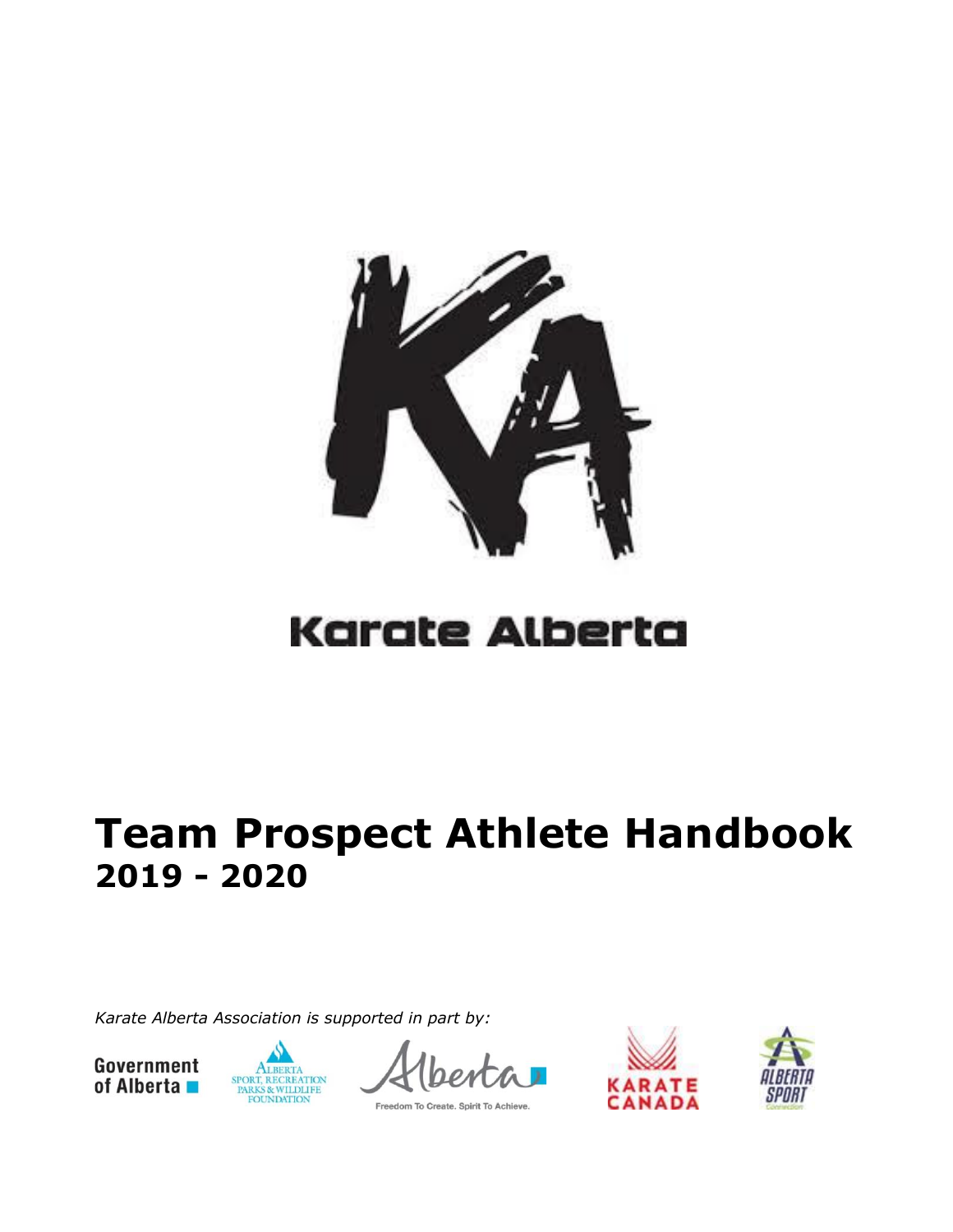Karate Alberta

# Team Prospect Athlete Handbook
## 2019 - 2020

*Karate Alberta Association is supported in part by:*

Government of Alberta

Alberta Sport, Recreation, Parks & Wildlife Foundation

Alberta — Freedom To Create. Spirit To Achieve.

Karate Canada

Alberta Sport Connection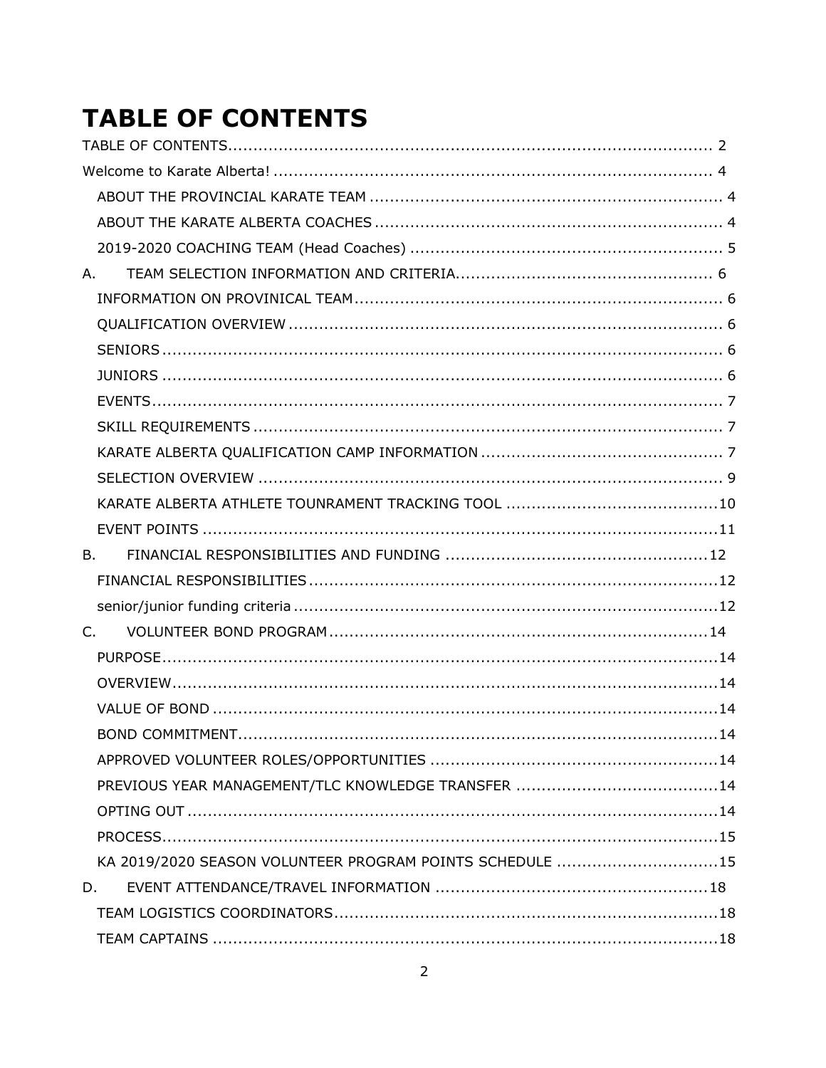# TABLE OF CONTENTS

TABLE OF CONTENTS ........................................................................................ 2

Welcome to Karate Alberta! ................................................................................ 4

- ABOUT THE PROVINCIAL KARATE TEAM ........................................................ 4
- ABOUT THE KARATE ALBERTA COACHES ........................................................ 4
- 2019-2020 COACHING TEAM (Head Coaches) ................................................... 5

A. TEAM SELECTION INFORMATION AND CRITERIA ............................................. 6

- INFORMATION ON PROVINICAL TEAM ............................................................ 6
- QUALIFICATION OVERVIEW ........................................................................... 6
- SENIORS ...................................................................................................... 6
- JUNIORS ...................................................................................................... 6
- EVENTS ........................................................................................................ 7
- SKILL REQUIREMENTS ................................................................................... 7
- KARATE ALBERTA QUALIFICATION CAMP INFORMATION ................................. 7
- SELECTION OVERVIEW ................................................................................... 9
- KARATE ALBERTA ATHLETE TOUNRAMENT TRACKING TOOL .......................... 10
- EVENT POINTS ............................................................................................. 11

B. FINANCIAL RESPONSIBILITIES AND FUNDING ................................................ 12

- FINANCIAL RESPONSIBILITIES ..................................................................... 12
- senior/junior funding criteria ........................................................................ 12

C. VOLUNTEER BOND PROGRAM ....................................................................... 14

- PURPOSE ..................................................................................................... 14
- OVERVIEW ................................................................................................... 14
- VALUE OF BOND .......................................................................................... 14
- BOND COMMITMENT ..................................................................................... 14
- APPROVED VOLUNTEER ROLES/OPPORTUNITIES ............................................ 14
- PREVIOUS YEAR MANAGEMENT/TLC KNOWLEDGE TRANSFER ........................... 14
- OPTING OUT ................................................................................................ 14
- PROCESS ..................................................................................................... 15
- KA 2019/2020 SEASON VOLUNTEER PROGRAM POINTS SCHEDULE ................... 15

D. EVENT ATTENDANCE/TRAVEL INFORMATION .................................................. 18

- TEAM LOGISTICS COORDINATORS ................................................................ 18
- TEAM CAPTAINS ........................................................................................... 18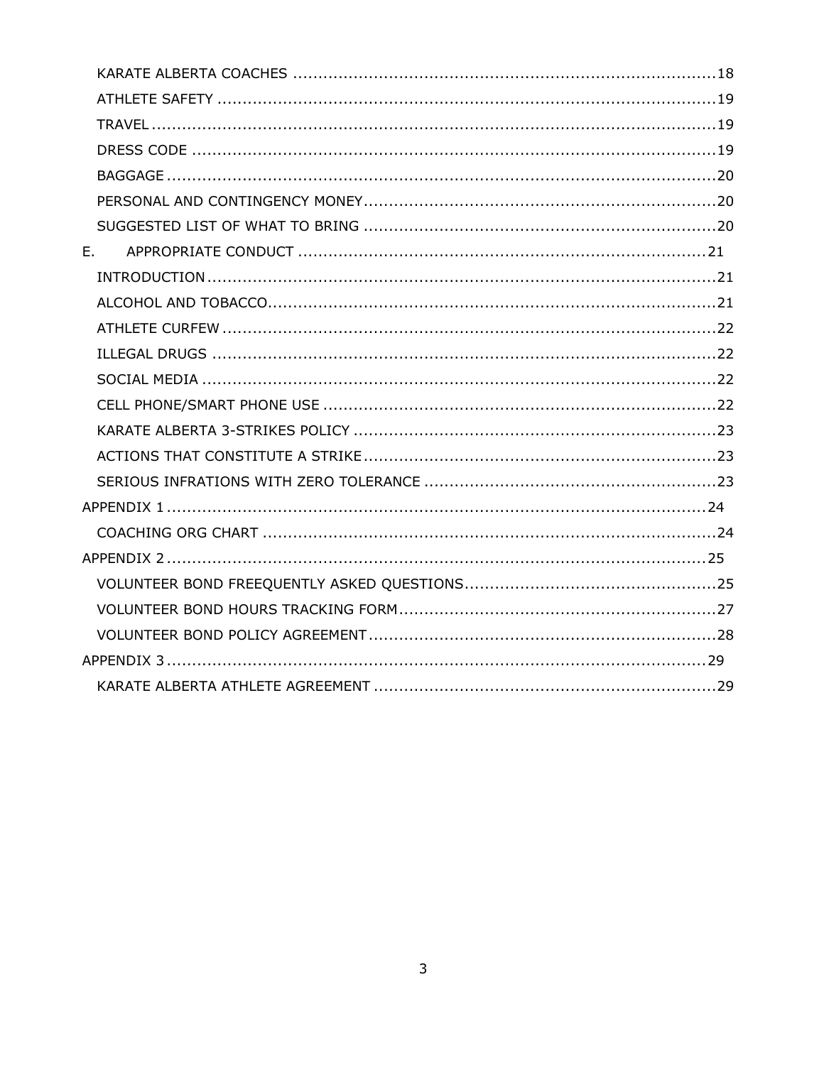KARATE ALBERTA COACHES ....................................................................................18

ATHLETE SAFETY ....................................................................................................19

TRAVEL ..................................................................................................................19

DRESS CODE .........................................................................................................19

BAGGAGE ..............................................................................................................20

PERSONAL AND CONTINGENCY MONEY......................................................................20

SUGGESTED LIST OF WHAT TO BRING .......................................................................20

E. APPROPRIATE CONDUCT ..................................................................................21

INTRODUCTION .......................................................................................................21

ALCOHOL AND TOBACCO...........................................................................................21

ATHLETE CURFEW ....................................................................................................22

ILLEGAL DRUGS ......................................................................................................22

SOCIAL MEDIA ........................................................................................................22

CELL PHONE/SMART PHONE USE ...............................................................................22

KARATE ALBERTA 3-STRIKES POLICY .........................................................................23

ACTIONS THAT CONSTITUTE A STRIKE .......................................................................23

SERIOUS INFRATIONS WITH ZERO TOLERANCE ...........................................................23

APPENDIX 1 ..............................................................................................................24

COACHING ORG CHART ............................................................................................24

APPENDIX 2 ..............................................................................................................25

VOLUNTEER BOND FREEQUENTLY ASKED QUESTIONS...................................................25

VOLUNTEER BOND HOURS TRACKING FORM................................................................27

VOLUNTEER BOND POLICY AGREEMENT .....................................................................28

APPENDIX 3 ..............................................................................................................29

KARATE ALBERTA ATHLETE AGREEMENT .....................................................................29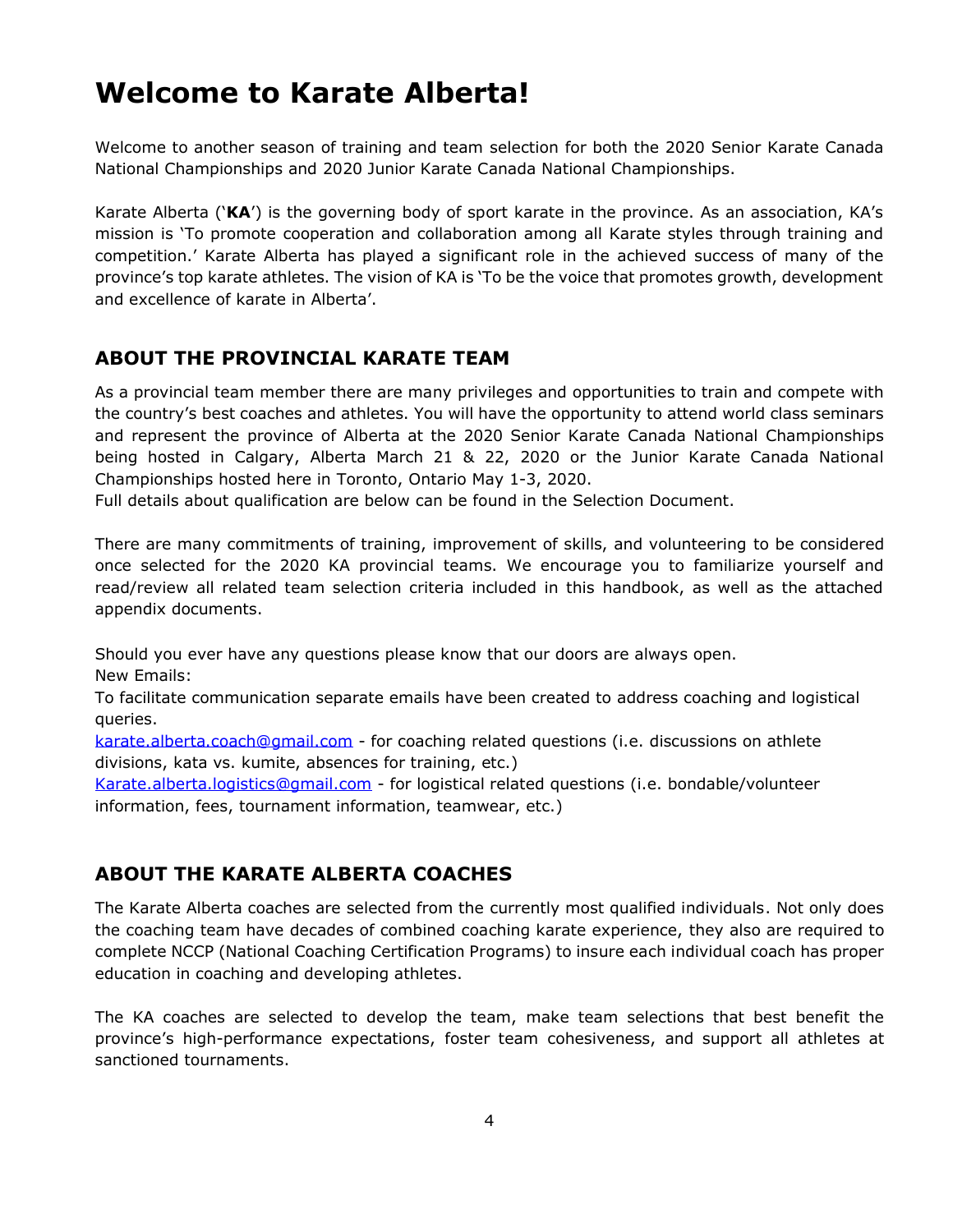# Welcome to Karate Alberta!

Welcome to another season of training and team selection for both the 2020 Senior Karate Canada National Championships and 2020 Junior Karate Canada National Championships.

Karate Alberta ('**KA**') is the governing body of sport karate in the province. As an association, KA's mission is 'To promote cooperation and collaboration among all Karate styles through training and competition.' Karate Alberta has played a significant role in the achieved success of many of the province's top karate athletes. The vision of KA is 'To be the voice that promotes growth, development and excellence of karate in Alberta'.

## ABOUT THE PROVINCIAL KARATE TEAM

As a provincial team member there are many privileges and opportunities to train and compete with the country's best coaches and athletes. You will have the opportunity to attend world class seminars and represent the province of Alberta at the 2020 Senior Karate Canada National Championships being hosted in Calgary, Alberta March 21 & 22, 2020 or the Junior Karate Canada National Championships hosted here in Toronto, Ontario May 1-3, 2020.
Full details about qualification are below can be found in the Selection Document.

There are many commitments of training, improvement of skills, and volunteering to be considered once selected for the 2020 KA provincial teams. We encourage you to familiarize yourself and read/review all related team selection criteria included in this handbook, as well as the attached appendix documents.

Should you ever have any questions please know that our doors are always open.
New Emails:
To facilitate communication separate emails have been created to address coaching and logistical queries.
karate.alberta.coach@gmail.com - for coaching related questions (i.e. discussions on athlete divisions, kata vs. kumite, absences for training, etc.)
Karate.alberta.logistics@gmail.com - for logistical related questions (i.e. bondable/volunteer information, fees, tournament information, teamwear, etc.)

## ABOUT THE KARATE ALBERTA COACHES

The Karate Alberta coaches are selected from the currently most qualified individuals. Not only does the coaching team have decades of combined coaching karate experience, they also are required to complete NCCP (National Coaching Certification Programs) to insure each individual coach has proper education in coaching and developing athletes.

The KA coaches are selected to develop the team, make team selections that best benefit the province's high-performance expectations, foster team cohesiveness, and support all athletes at sanctioned tournaments.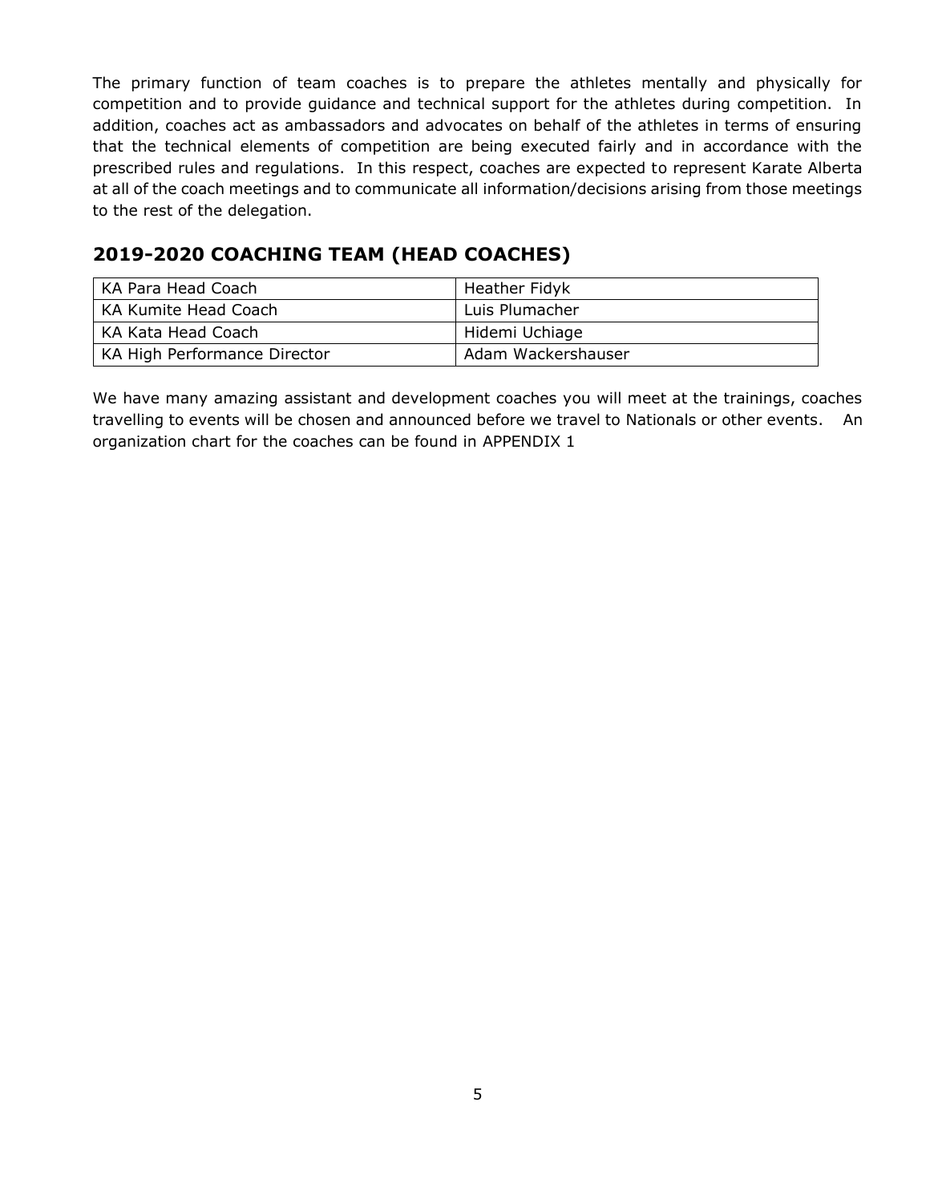The primary function of team coaches is to prepare the athletes mentally and physically for competition and to provide guidance and technical support for the athletes during competition. In addition, coaches act as ambassadors and advocates on behalf of the athletes in terms of ensuring that the technical elements of competition are being executed fairly and in accordance with the prescribed rules and regulations. In this respect, coaches are expected to represent Karate Alberta at all of the coach meetings and to communicate all information/decisions arising from those meetings to the rest of the delegation.

## 2019-2020 COACHING TEAM (HEAD COACHES)

| | |
|---|---|
| KA Para Head Coach | Heather Fidyk |
| KA Kumite Head Coach | Luis Plumacher |
| KA Kata Head Coach | Hidemi Uchiage |
| KA High Performance Director | Adam Wackershauser |

We have many amazing assistant and development coaches you will meet at the trainings, coaches travelling to events will be chosen and announced before we travel to Nationals or other events. An organization chart for the coaches can be found in APPENDIX 1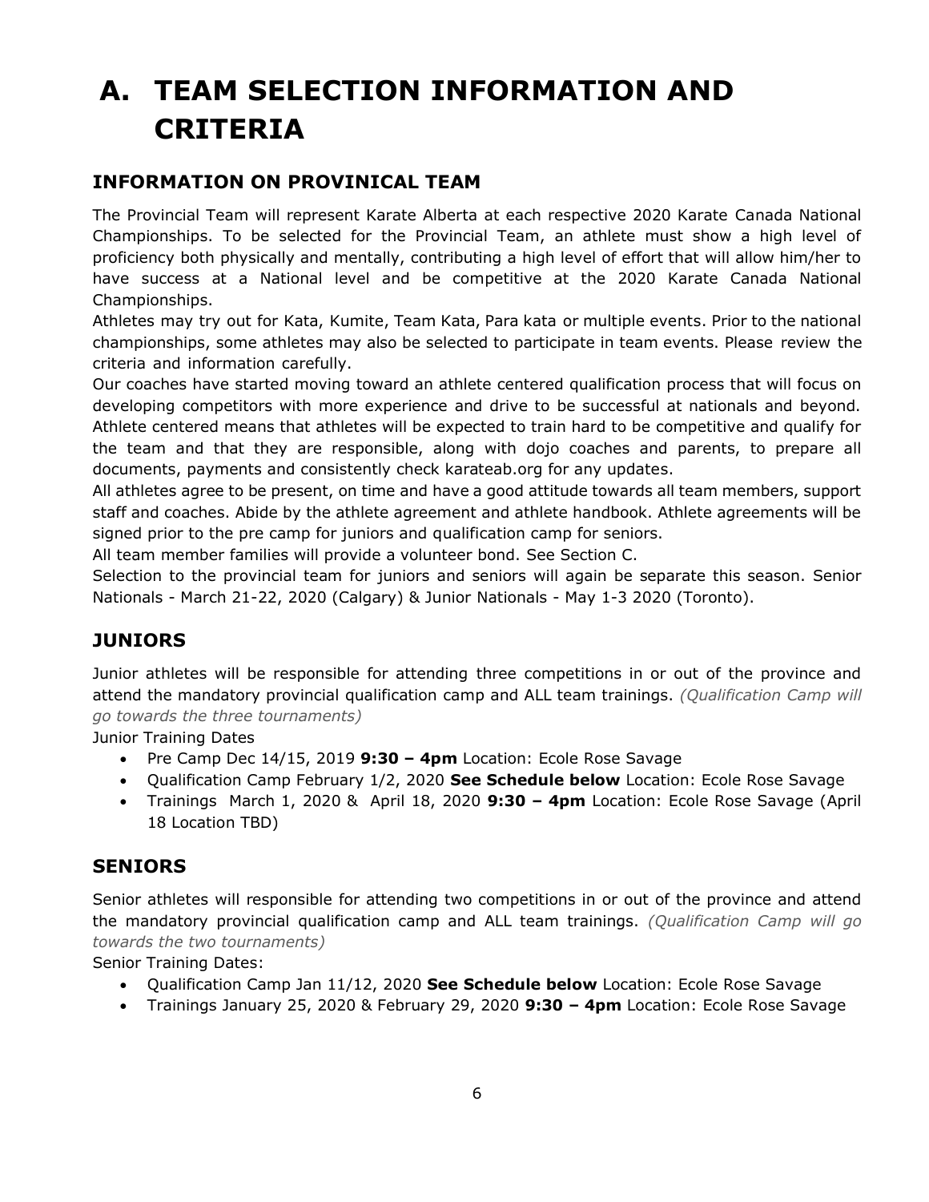# A. TEAM SELECTION INFORMATION AND CRITERIA

## INFORMATION ON PROVINICAL TEAM

The Provincial Team will represent Karate Alberta at each respective 2020 Karate Canada National Championships. To be selected for the Provincial Team, an athlete must show a high level of proficiency both physically and mentally, contributing a high level of effort that will allow him/her to have success at a National level and be competitive at the 2020 Karate Canada National Championships.

Athletes may try out for Kata, Kumite, Team Kata, Para kata or multiple events. Prior to the national championships, some athletes may also be selected to participate in team events. Please review the criteria and information carefully.

Our coaches have started moving toward an athlete centered qualification process that will focus on developing competitors with more experience and drive to be successful at nationals and beyond. Athlete centered means that athletes will be expected to train hard to be competitive and qualify for the team and that they are responsible, along with dojo coaches and parents, to prepare all documents, payments and consistently check karateab.org for any updates.

All athletes agree to be present, on time and have a good attitude towards all team members, support staff and coaches. Abide by the athlete agreement and athlete handbook. Athlete agreements will be signed prior to the pre camp for juniors and qualification camp for seniors.

All team member families will provide a volunteer bond. See Section C.

Selection to the provincial team for juniors and seniors will again be separate this season. Senior Nationals - March 21-22, 2020 (Calgary) & Junior Nationals - May 1-3 2020 (Toronto).

## JUNIORS

Junior athletes will be responsible for attending three competitions in or out of the province and attend the mandatory provincial qualification camp and ALL team trainings. *(Qualification Camp will go towards the three tournaments)*

Junior Training Dates

- Pre Camp Dec 14/15, 2019 **9:30 – 4pm** Location: Ecole Rose Savage
- Qualification Camp February 1/2, 2020 **See Schedule below** Location: Ecole Rose Savage
- Trainings March 1, 2020 & April 18, 2020 **9:30 – 4pm** Location: Ecole Rose Savage (April 18 Location TBD)

## SENIORS

Senior athletes will responsible for attending two competitions in or out of the province and attend the mandatory provincial qualification camp and ALL team trainings. *(Qualification Camp will go towards the two tournaments)*

Senior Training Dates:

- Qualification Camp Jan 11/12, 2020 **See Schedule below** Location: Ecole Rose Savage
- Trainings January 25, 2020 & February 29, 2020 **9:30 – 4pm** Location: Ecole Rose Savage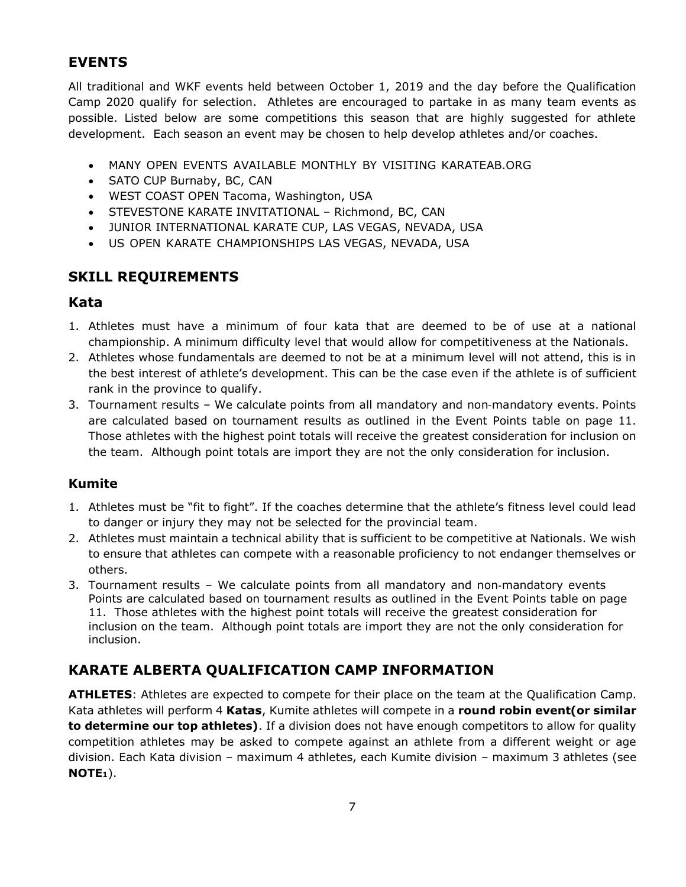## EVENTS

All traditional and WKF events held between October 1, 2019 and the day before the Qualification Camp 2020 qualify for selection. Athletes are encouraged to partake in as many team events as possible. Listed below are some competitions this season that are highly suggested for athlete development. Each season an event may be chosen to help develop athletes and/or coaches.

- MANY OPEN EVENTS AVAILABLE MONTHLY BY VISITING KARATEAB.ORG
- SATO CUP Burnaby, BC, CAN
- WEST COAST OPEN Tacoma, Washington, USA
- STEVESTONE KARATE INVITATIONAL – Richmond, BC, CAN
- JUNIOR INTERNATIONAL KARATE CUP, LAS VEGAS, NEVADA, USA
- US OPEN KARATE CHAMPIONSHIPS LAS VEGAS, NEVADA, USA

## SKILL REQUIREMENTS

### Kata

1. Athletes must have a minimum of four kata that are deemed to be of use at a national championship. A minimum difficulty level that would allow for competitiveness at the Nationals.
2. Athletes whose fundamentals are deemed to not be at a minimum level will not attend, this is in the best interest of athlete's development. This can be the case even if the athlete is of sufficient rank in the province to qualify.
3. Tournament results – We calculate points from all mandatory and non-mandatory events. Points are calculated based on tournament results as outlined in the Event Points table on page 11. Those athletes with the highest point totals will receive the greatest consideration for inclusion on the team. Although point totals are import they are not the only consideration for inclusion.

### Kumite

1. Athletes must be "fit to fight". If the coaches determine that the athlete's fitness level could lead to danger or injury they may not be selected for the provincial team.
2. Athletes must maintain a technical ability that is sufficient to be competitive at Nationals. We wish to ensure that athletes can compete with a reasonable proficiency to not endanger themselves or others.
3. Tournament results – We calculate points from all mandatory and non-mandatory events Points are calculated based on tournament results as outlined in the Event Points table on page 11. Those athletes with the highest point totals will receive the greatest consideration for inclusion on the team. Although point totals are import they are not the only consideration for inclusion.

## KARATE ALBERTA QUALIFICATION CAMP INFORMATION

**ATHLETES**: Athletes are expected to compete for their place on the team at the Qualification Camp. Kata athletes will perform 4 **Katas**, Kumite athletes will compete in a **round robin event(or similar to determine our top athletes)**. If a division does not have enough competitors to allow for quality competition athletes may be asked to compete against an athlete from a different weight or age division. Each Kata division – maximum 4 athletes, each Kumite division – maximum 3 athletes (see **NOTE1**).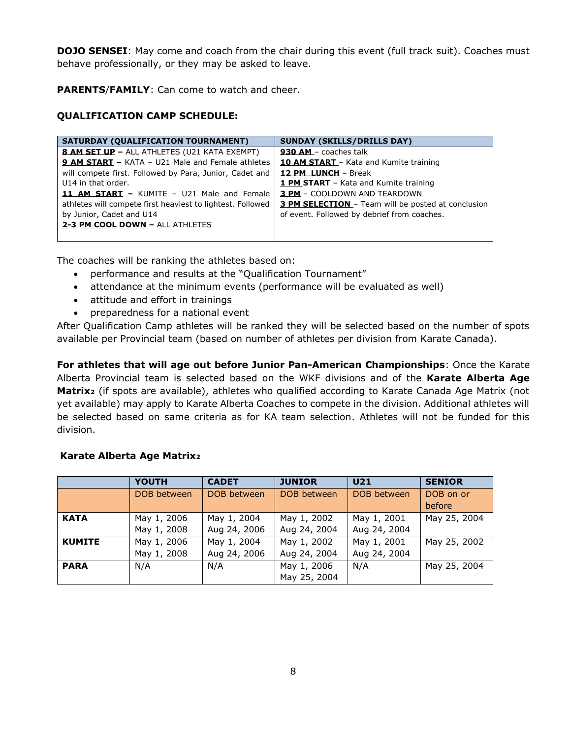**DOJO SENSEI**: May come and coach from the chair during this event (full track suit). Coaches must behave professionally, or they may be asked to leave.

**PARENTS**/**FAMILY**: Can come to watch and cheer.

**QUALIFICATION CAMP SCHEDULE:**

| SATURDAY (QUALIFICATION TOURNAMENT) | SUNDAY (SKILLS/DRILLS DAY) |
|---|---|
| **8 AM SET UP –** ALL ATHLETES (U21 KATA EXEMPT)<br>**9 AM START –** KATA – U21 Male and Female athletes will compete first. Followed by Para, Junior, Cadet and U14 in that order.<br>**11 AM START –** KUMITE – U21 Male and Female athletes will compete first heaviest to lightest. Followed by Junior, Cadet and U14<br>**2-3 PM COOL DOWN –** ALL ATHLETES | **930 AM** – coaches talk<br>**10 AM START** – Kata and Kumite training<br>**12 PM LUNCH** – Break<br>**1 PM START** – Kata and Kumite training<br>**3 PM** – COOLDOWN AND TEARDOWN<br>**3 PM SELECTION** – Team will be posted at conclusion of event. Followed by debrief from coaches. |

The coaches will be ranking the athletes based on:

- performance and results at the "Qualification Tournament"
- attendance at the minimum events (performance will be evaluated as well)
- attitude and effort in trainings
- preparedness for a national event

After Qualification Camp athletes will be ranked they will be selected based on the number of spots available per Provincial team (based on number of athletes per division from Karate Canada).

**For athletes that will age out before Junior Pan-American Championships**: Once the Karate Alberta Provincial team is selected based on the WKF divisions and of the **Karate Alberta Age Matrix**[2] (if spots are available), athletes who qualified according to Karate Canada Age Matrix (not yet available) may apply to Karate Alberta Coaches to compete in the division. Additional athletes will be selected based on same criteria as for KA team selection. Athletes will not be funded for this division.

**Karate Alberta Age Matrix**[2]

| | **YOUTH** | **CADET** | **JUNIOR** | **U21** | **SENIOR** |
|---|---|---|---|---|---|
| | DOB between | DOB between | DOB between | DOB between | DOB on or before |
| **KATA** | May 1, 2006<br>May 1, 2008 | May 1, 2004<br>Aug 24, 2006 | May 1, 2002<br>Aug 24, 2004 | May 1, 2001<br>Aug 24, 2004 | May 25, 2004 |
| **KUMITE** | May 1, 2006<br>May 1, 2008 | May 1, 2004<br>Aug 24, 2006 | May 1, 2002<br>Aug 24, 2004 | May 1, 2001<br>Aug 24, 2004 | May 25, 2002 |
| **PARA** | N/A | N/A | May 1, 2006<br>May 25, 2004 | N/A | May 25, 2004 |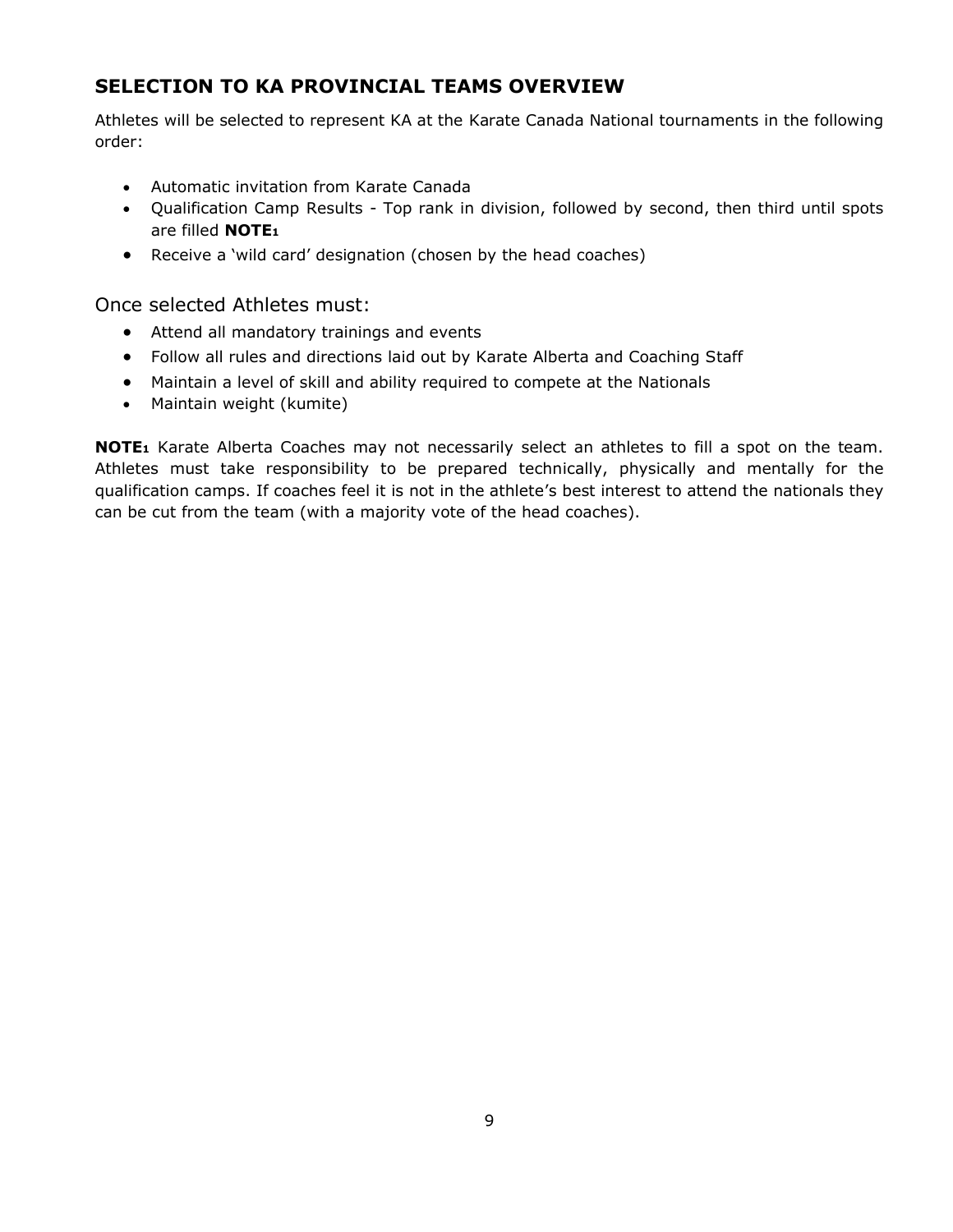## SELECTION TO KA PROVINCIAL TEAMS OVERVIEW

Athletes will be selected to represent KA at the Karate Canada National tournaments in the following order:

- Automatic invitation from Karate Canada
- Qualification Camp Results - Top rank in division, followed by second, then third until spots are filled **NOTE[1]**
- Receive a 'wild card' designation (chosen by the head coaches)

### Once selected Athletes must:

- Attend all mandatory trainings and events
- Follow all rules and directions laid out by Karate Alberta and Coaching Staff
- Maintain a level of skill and ability required to compete at the Nationals
- Maintain weight (kumite)

**NOTE[1]** Karate Alberta Coaches may not necessarily select an athletes to fill a spot on the team. Athletes must take responsibility to be prepared technically, physically and mentally for the qualification camps. If coaches feel it is not in the athlete's best interest to attend the nationals they can be cut from the team (with a majority vote of the head coaches).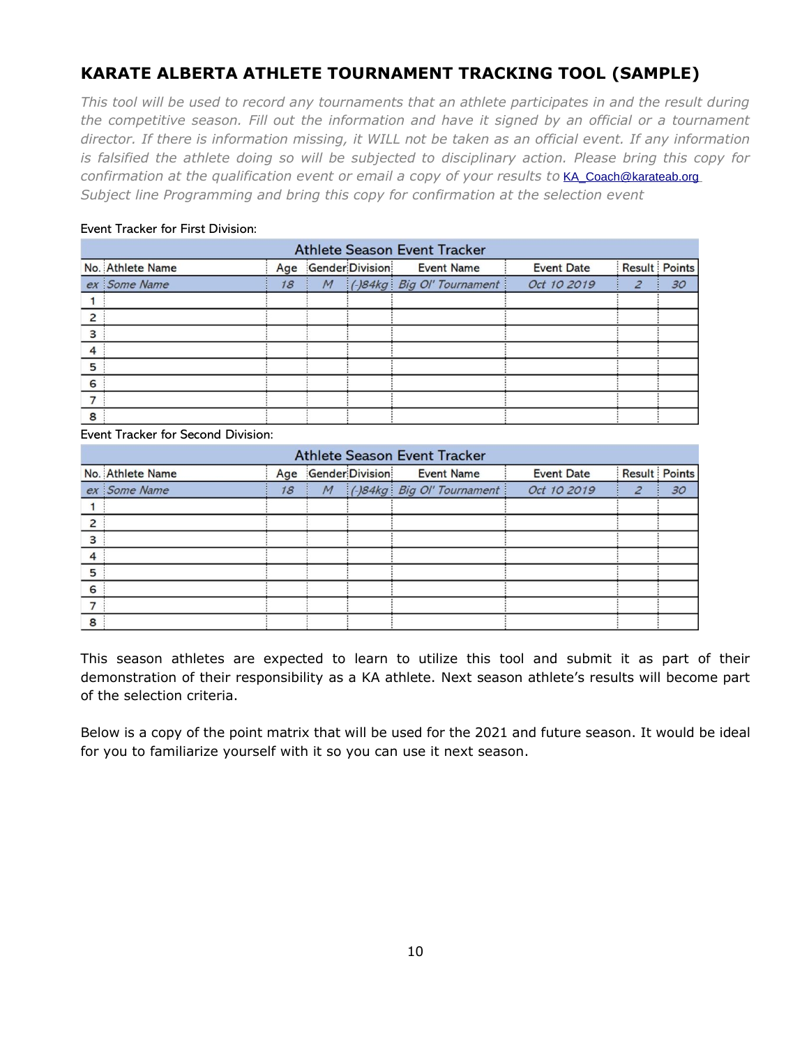## KARATE ALBERTA ATHLETE TOURNAMENT TRACKING TOOL (SAMPLE)

*This tool will be used to record any tournaments that an athlete participates in and the result during the competitive season. Fill out the information and have it signed by an official or a tournament director. If there is information missing, it WILL not be taken as an official event. If any information is falsified the athlete doing so will be subjected to disciplinary action. Please bring this copy for confirmation at the qualification event or email a copy of your results to* KA_Coach@karateab.org *Subject line Programming and bring this copy for confirmation at the selection event*

Event Tracker for First Division:

| Athlete Season Event Tracker | | | | | | | | |
|---|---|---|---|---|---|---|---|---|
| No. | Athlete Name | Age | Gender | Division | Event Name | Event Date | Result | Points |
| *ex* | *Some Name* | *18* | *M* | *(-)84kg* | *Big Ol' Tournament* | *Oct 10 2019* | *2* | *30* |
| 1 | | | | | | | | |
| 2 | | | | | | | | |
| 3 | | | | | | | | |
| 4 | | | | | | | | |
| 5 | | | | | | | | |
| 6 | | | | | | | | |
| 7 | | | | | | | | |
| 8 | | | | | | | | |

Event Tracker for Second Division:

| Athlete Season Event Tracker | | | | | | | | |
|---|---|---|---|---|---|---|---|---|
| No. | Athlete Name | Age | Gender | Division | Event Name | Event Date | Result | Points |
| *ex* | *Some Name* | *18* | *M* | *(-)84kg* | *Big Ol' Tournament* | *Oct 10 2019* | *2* | *30* |
| 1 | | | | | | | | |
| 2 | | | | | | | | |
| 3 | | | | | | | | |
| 4 | | | | | | | | |
| 5 | | | | | | | | |
| 6 | | | | | | | | |
| 7 | | | | | | | | |
| 8 | | | | | | | | |

This season athletes are expected to learn to utilize this tool and submit it as part of their demonstration of their responsibility as a KA athlete. Next season athlete's results will become part of the selection criteria.

Below is a copy of the point matrix that will be used for the 2021 and future season. It would be ideal for you to familiarize yourself with it so you can use it next season.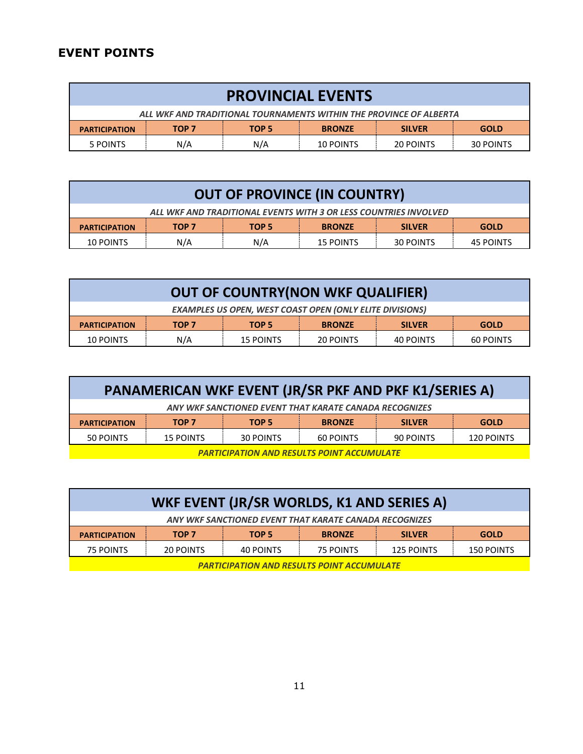## EVENT POINTS

| PROVINCIAL EVENTS | | | | | |
|---|---|---|---|---|---|
| *ALL WKF AND TRADITIONAL TOURNAMENTS WITHIN THE PROVINCE OF ALBERTA* | | | | | |
| **PARTICIPATION** | **TOP 7** | **TOP 5** | **BRONZE** | **SILVER** | **GOLD** |
| 5 POINTS | N/A | N/A | 10 POINTS | 20 POINTS | 30 POINTS |

| OUT OF PROVINCE (IN COUNTRY) | | | | | |
|---|---|---|---|---|---|
| *ALL WKF AND TRADITIONAL EVENTS WITH 3 OR LESS COUNTRIES INVOLVED* | | | | | |
| **PARTICIPATION** | **TOP 7** | **TOP 5** | **BRONZE** | **SILVER** | **GOLD** |
| 10 POINTS | N/A | N/A | 15 POINTS | 30 POINTS | 45 POINTS |

| OUT OF COUNTRY(NON WKF QUALIFIER) | | | | | |
|---|---|---|---|---|---|
| *EXAMPLES US OPEN, WEST COAST OPEN (ONLY ELITE DIVISIONS)* | | | | | |
| **PARTICIPATION** | **TOP 7** | **TOP 5** | **BRONZE** | **SILVER** | **GOLD** |
| 10 POINTS | N/A | 15 POINTS | 20 POINTS | 40 POINTS | 60 POINTS |

| PANAMERICAN WKF EVENT (JR/SR PKF AND PKF K1/SERIES A) | | | | | |
|---|---|---|---|---|---|
| *ANY WKF SANCTIONED EVENT THAT KARATE CANADA RECOGNIZES* | | | | | |
| **PARTICIPATION** | **TOP 7** | **TOP 5** | **BRONZE** | **SILVER** | **GOLD** |
| 50 POINTS | 15 POINTS | 30 POINTS | 60 POINTS | 90 POINTS | 120 POINTS |
| *PARTICIPATION AND RESULTS POINT ACCUMULATE* | | | | | |

| WKF EVENT (JR/SR WORLDS, K1 AND SERIES A) | | | | | |
|---|---|---|---|---|---|
| *ANY WKF SANCTIONED EVENT THAT KARATE CANADA RECOGNIZES* | | | | | |
| **PARTICIPATION** | **TOP 7** | **TOP 5** | **BRONZE** | **SILVER** | **GOLD** |
| 75 POINTS | 20 POINTS | 40 POINTS | 75 POINTS | 125 POINTS | 150 POINTS |
| *PARTICIPATION AND RESULTS POINT ACCUMULATE* | | | | | |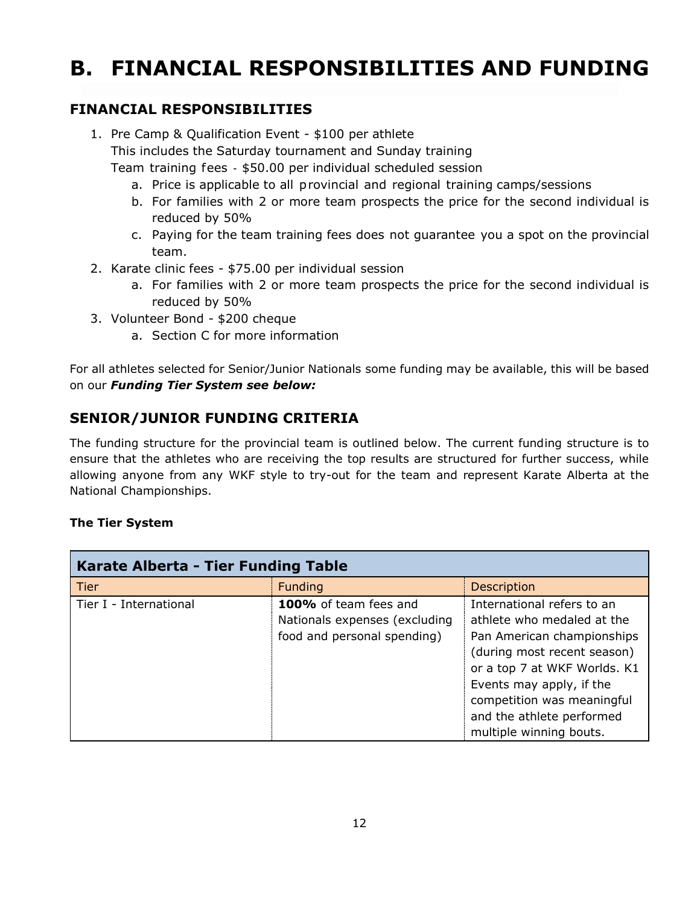# B. FINANCIAL RESPONSIBILITIES AND FUNDING

## FINANCIAL RESPONSIBILITIES

1. Pre Camp & Qualification Event - $100 per athlete
   This includes the Saturday tournament and Sunday training
   Team training fees - $50.00 per individual scheduled session
   a. Price is applicable to all provincial and regional training camps/sessions
   b. For families with 2 or more team prospects the price for the second individual is reduced by 50%
   c. Paying for the team training fees does not guarantee you a spot on the provincial team.
2. Karate clinic fees - $75.00 per individual session
   a. For families with 2 or more team prospects the price for the second individual is reduced by 50%
3. Volunteer Bond - $200 cheque
   a. Section C for more information

For all athletes selected for Senior/Junior Nationals some funding may be available, this will be based on our ***Funding Tier System see below:***

## SENIOR/JUNIOR FUNDING CRITERIA

The funding structure for the provincial team is outlined below. The current funding structure is to ensure that the athletes who are receiving the top results are structured for further success, while allowing anyone from any WKF style to try-out for the team and represent Karate Alberta at the National Championships.

**The Tier System**

| **Karate Alberta - Tier Funding Table** | | |
|---|---|---|
| Tier | Funding | Description |
| Tier I - International | **100%** of team fees and Nationals expenses (excluding food and personal spending) | International refers to an athlete who medaled at the Pan American championships (during most recent season) or a top 7 at WKF Worlds. K1 Events may apply, if the competition was meaningful and the athlete performed multiple winning bouts. |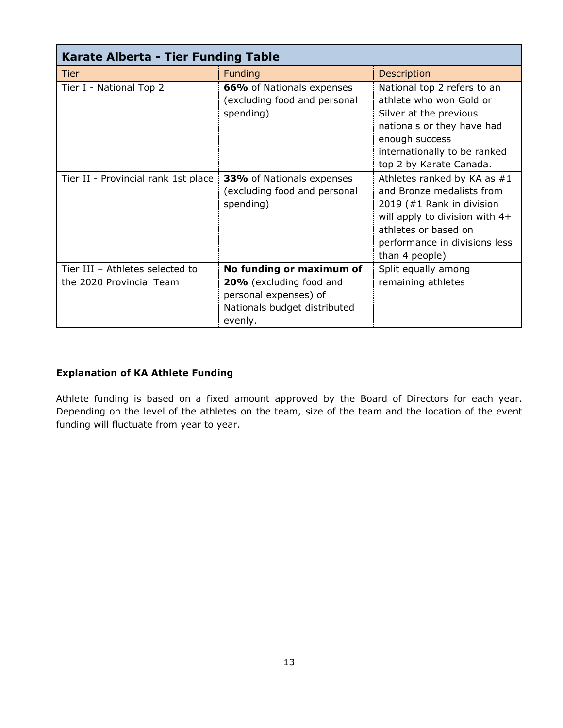| Karate Alberta - Tier Funding Table | | |
|---|---|---|
| Tier | Funding | Description |
| Tier I - National Top 2 | **66%** of Nationals expenses (excluding food and personal spending) | National top 2 refers to an athlete who won Gold or Silver at the previous nationals or they have had enough success internationally to be ranked top 2 by Karate Canada. |
| Tier II - Provincial rank 1st place | **33%** of Nationals expenses (excluding food and personal spending) | Athletes ranked by KA as #1 and Bronze medalists from 2019 (#1 Rank in division will apply to division with 4+ athletes or based on performance in divisions less than 4 people) |
| Tier III – Athletes selected to the 2020 Provincial Team | **No funding or maximum of 20%** (excluding food and personal expenses) of Nationals budget distributed evenly. | Split equally among remaining athletes |

**Explanation of KA Athlete Funding**

Athlete funding is based on a fixed amount approved by the Board of Directors for each year. Depending on the level of the athletes on the team, size of the team and the location of the event funding will fluctuate from year to year.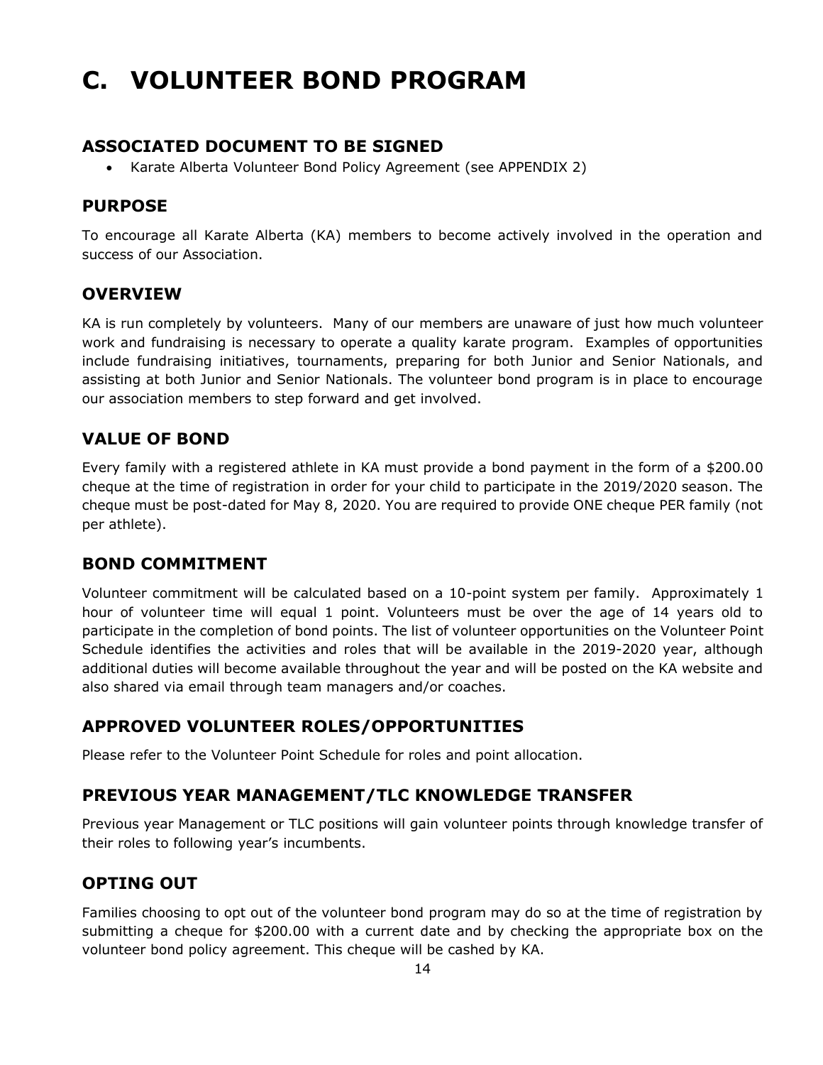# C. VOLUNTEER BOND PROGRAM

## ASSOCIATED DOCUMENT TO BE SIGNED

- Karate Alberta Volunteer Bond Policy Agreement (see APPENDIX 2)

## PURPOSE

To encourage all Karate Alberta (KA) members to become actively involved in the operation and success of our Association.

## OVERVIEW

KA is run completely by volunteers. Many of our members are unaware of just how much volunteer work and fundraising is necessary to operate a quality karate program. Examples of opportunities include fundraising initiatives, tournaments, preparing for both Junior and Senior Nationals, and assisting at both Junior and Senior Nationals. The volunteer bond program is in place to encourage our association members to step forward and get involved.

## VALUE OF BOND

Every family with a registered athlete in KA must provide a bond payment in the form of a $200.00 cheque at the time of registration in order for your child to participate in the 2019/2020 season. The cheque must be post-dated for May 8, 2020. You are required to provide ONE cheque PER family (not per athlete).

## BOND COMMITMENT

Volunteer commitment will be calculated based on a 10-point system per family. Approximately 1 hour of volunteer time will equal 1 point. Volunteers must be over the age of 14 years old to participate in the completion of bond points. The list of volunteer opportunities on the Volunteer Point Schedule identifies the activities and roles that will be available in the 2019-2020 year, although additional duties will become available throughout the year and will be posted on the KA website and also shared via email through team managers and/or coaches.

## APPROVED VOLUNTEER ROLES/OPPORTUNITIES

Please refer to the Volunteer Point Schedule for roles and point allocation.

## PREVIOUS YEAR MANAGEMENT/TLC KNOWLEDGE TRANSFER

Previous year Management or TLC positions will gain volunteer points through knowledge transfer of their roles to following year's incumbents.

## OPTING OUT

Families choosing to opt out of the volunteer bond program may do so at the time of registration by submitting a cheque for $200.00 with a current date and by checking the appropriate box on the volunteer bond policy agreement. This cheque will be cashed by KA.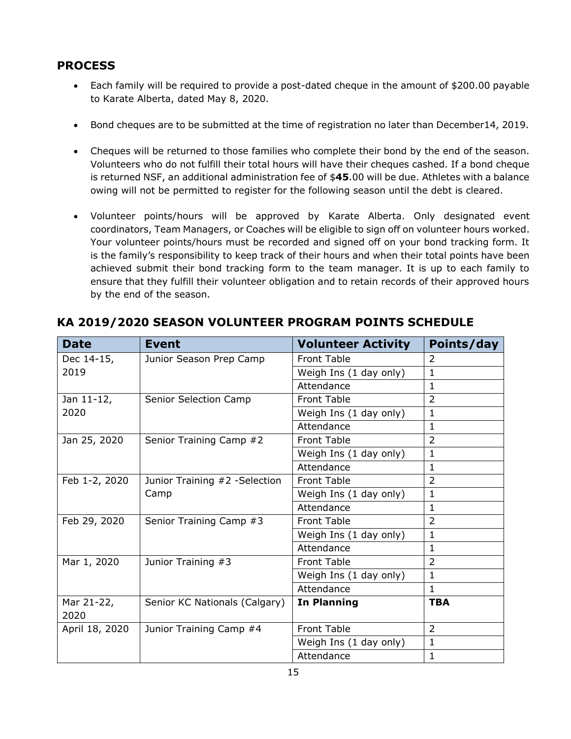## PROCESS

- Each family will be required to provide a post-dated cheque in the amount of $200.00 payable to Karate Alberta, dated May 8, 2020.
- Bond cheques are to be submitted at the time of registration no later than December14, 2019.
- Cheques will be returned to those families who complete their bond by the end of the season. Volunteers who do not fulfill their total hours will have their cheques cashed. If a bond cheque is returned NSF, an additional administration fee of $**45**.00 will be due. Athletes with a balance owing will not be permitted to register for the following season until the debt is cleared.
- Volunteer points/hours will be approved by Karate Alberta. Only designated event coordinators, Team Managers, or Coaches will be eligible to sign off on volunteer hours worked. Your volunteer points/hours must be recorded and signed off on your bond tracking form. It is the family's responsibility to keep track of their hours and when their total points have been achieved submit their bond tracking form to the team manager. It is up to each family to ensure that they fulfill their volunteer obligation and to retain records of their approved hours by the end of the season.

## KA 2019/2020 SEASON VOLUNTEER PROGRAM POINTS SCHEDULE

| Date | Event | Volunteer Activity | Points/day |
|---|---|---|---|
| Dec 14-15, 2019 | Junior Season Prep Camp | Front Table | 2 |
| | | Weigh Ins (1 day only) | 1 |
| | | Attendance | 1 |
| Jan 11-12, 2020 | Senior Selection Camp | Front Table | 2 |
| | | Weigh Ins (1 day only) | 1 |
| | | Attendance | 1 |
| Jan 25, 2020 | Senior Training Camp #2 | Front Table | 2 |
| | | Weigh Ins (1 day only) | 1 |
| | | Attendance | 1 |
| Feb 1-2, 2020 | Junior Training #2 -Selection Camp | Front Table | 2 |
| | | Weigh Ins (1 day only) | 1 |
| | | Attendance | 1 |
| Feb 29, 2020 | Senior Training Camp #3 | Front Table | 2 |
| | | Weigh Ins (1 day only) | 1 |
| | | Attendance | 1 |
| Mar 1, 2020 | Junior Training #3 | Front Table | 2 |
| | | Weigh Ins (1 day only) | 1 |
| | | Attendance | 1 |
| Mar 21-22, 2020 | Senior KC Nationals (Calgary) | **In Planning** | **TBA** |
| April 18, 2020 | Junior Training Camp #4 | Front Table | 2 |
| | | Weigh Ins (1 day only) | 1 |
| | | Attendance | 1 |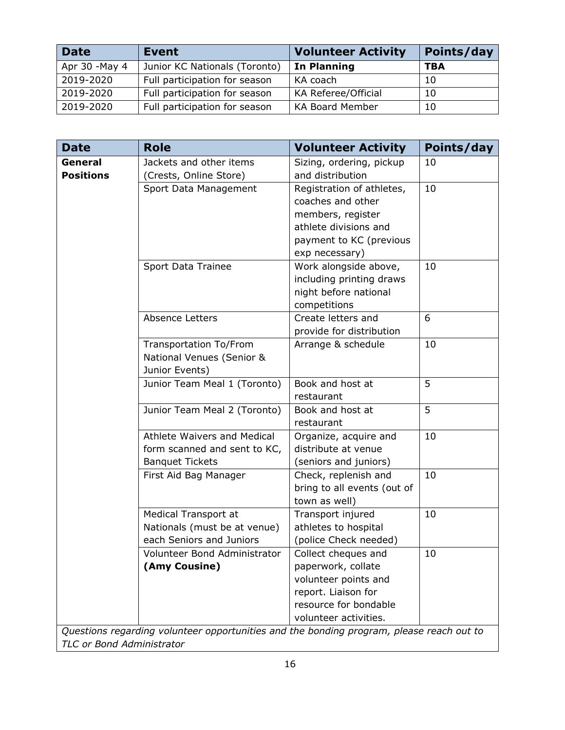| Date | Event | Volunteer Activity | Points/day |
|---|---|---|---|
| Apr 30 -May 4 | Junior KC Nationals (Toronto) | **In Planning** | **TBA** |
| 2019-2020 | Full participation for season | KA coach | 10 |
| 2019-2020 | Full participation for season | KA Referee/Official | 10 |
| 2019-2020 | Full participation for season | KA Board Member | 10 |

| Date | Role | Volunteer Activity | Points/day |
|---|---|---|---|
| **General Positions** | Jackets and other items (Crests, Online Store) | Sizing, ordering, pickup and distribution | 10 |
| | Sport Data Management | Registration of athletes, coaches and other members, register athlete divisions and payment to KC (previous exp necessary) | 10 |
| | Sport Data Trainee | Work alongside above, including printing draws night before national competitions | 10 |
| | Absence Letters | Create letters and provide for distribution | 6 |
| | Transportation To/From National Venues (Senior & Junior Events) | Arrange & schedule | 10 |
| | Junior Team Meal 1 (Toronto) | Book and host at restaurant | 5 |
| | Junior Team Meal 2 (Toronto) | Book and host at restaurant | 5 |
| | Athlete Waivers and Medical form scanned and sent to KC, Banquet Tickets | Organize, acquire and distribute at venue (seniors and juniors) | 10 |
| | First Aid Bag Manager | Check, replenish and bring to all events (out of town as well) | 10 |
| | Medical Transport at Nationals (must be at venue) each Seniors and Juniors | Transport injured athletes to hospital (police Check needed) | 10 |
| | Volunteer Bond Administrator **(Amy Cousine)** | Collect cheques and paperwork, collate volunteer points and report. Liaison for resource for bondable volunteer activities. | 10 |
| *Questions regarding volunteer opportunities and the bonding program, please reach out to TLC or Bond Administrator* | | | |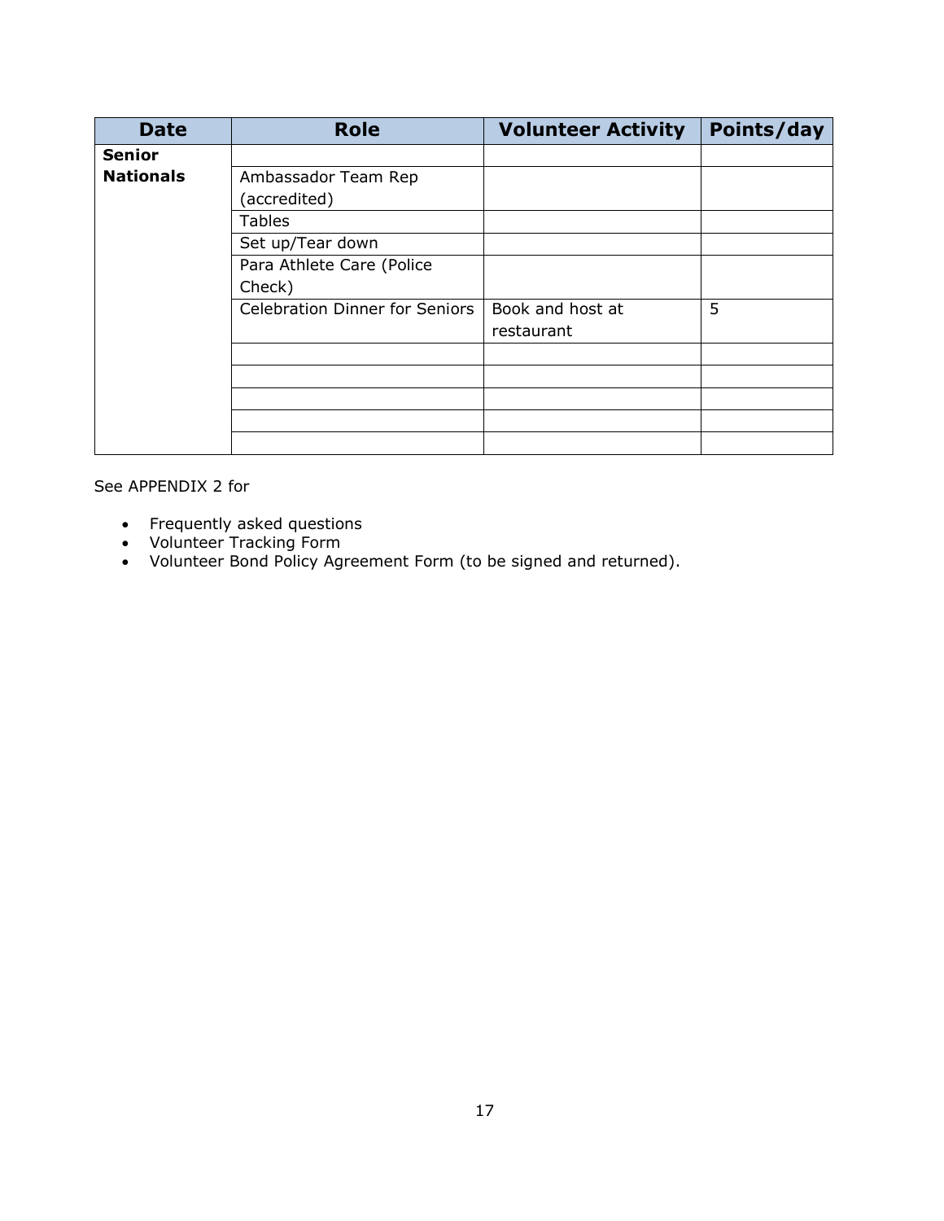| Date | Role | Volunteer Activity | Points/day |
|---|---|---|---|
| **Senior Nationals** | | | |
| | Ambassador Team Rep (accredited) | | |
| | Tables | | |
| | Set up/Tear down | | |
| | Para Athlete Care (Police Check) | | |
| | Celebration Dinner for Seniors | Book and host at restaurant | 5 |
| | | | |
| | | | |
| | | | |
| | | | |
| | | | |

See APPENDIX 2 for

- Frequently asked questions
- Volunteer Tracking Form
- Volunteer Bond Policy Agreement Form (to be signed and returned).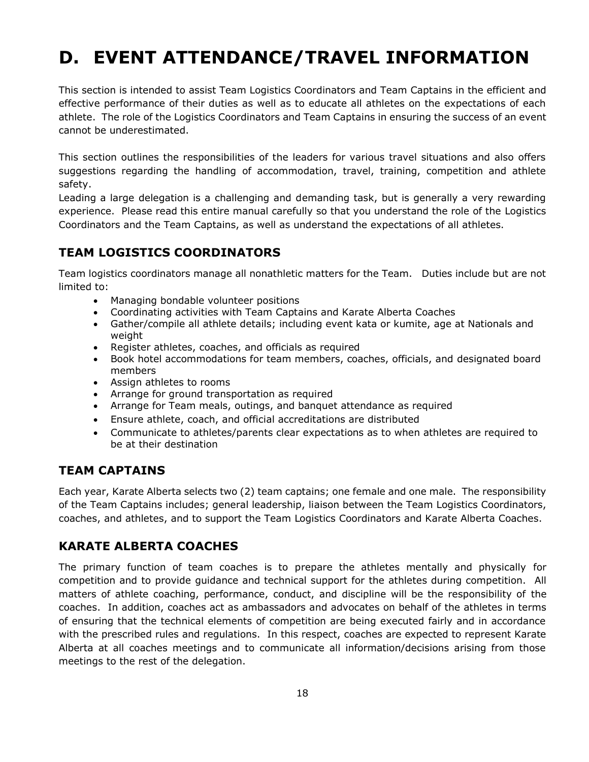# D. EVENT ATTENDANCE/TRAVEL INFORMATION

This section is intended to assist Team Logistics Coordinators and Team Captains in the efficient and effective performance of their duties as well as to educate all athletes on the expectations of each athlete. The role of the Logistics Coordinators and Team Captains in ensuring the success of an event cannot be underestimated.

This section outlines the responsibilities of the leaders for various travel situations and also offers suggestions regarding the handling of accommodation, travel, training, competition and athlete safety.

Leading a large delegation is a challenging and demanding task, but is generally a very rewarding experience. Please read this entire manual carefully so that you understand the role of the Logistics Coordinators and the Team Captains, as well as understand the expectations of all athletes.

## TEAM LOGISTICS COORDINATORS

Team logistics coordinators manage all nonathletic matters for the Team. Duties include but are not limited to:

- Managing bondable volunteer positions
- Coordinating activities with Team Captains and Karate Alberta Coaches
- Gather/compile all athlete details; including event kata or kumite, age at Nationals and weight
- Register athletes, coaches, and officials as required
- Book hotel accommodations for team members, coaches, officials, and designated board members
- Assign athletes to rooms
- Arrange for ground transportation as required
- Arrange for Team meals, outings, and banquet attendance as required
- Ensure athlete, coach, and official accreditations are distributed
- Communicate to athletes/parents clear expectations as to when athletes are required to be at their destination

## TEAM CAPTAINS

Each year, Karate Alberta selects two (2) team captains; one female and one male. The responsibility of the Team Captains includes; general leadership, liaison between the Team Logistics Coordinators, coaches, and athletes, and to support the Team Logistics Coordinators and Karate Alberta Coaches.

## KARATE ALBERTA COACHES

The primary function of team coaches is to prepare the athletes mentally and physically for competition and to provide guidance and technical support for the athletes during competition. All matters of athlete coaching, performance, conduct, and discipline will be the responsibility of the coaches. In addition, coaches act as ambassadors and advocates on behalf of the athletes in terms of ensuring that the technical elements of competition are being executed fairly and in accordance with the prescribed rules and regulations. In this respect, coaches are expected to represent Karate Alberta at all coaches meetings and to communicate all information/decisions arising from those meetings to the rest of the delegation.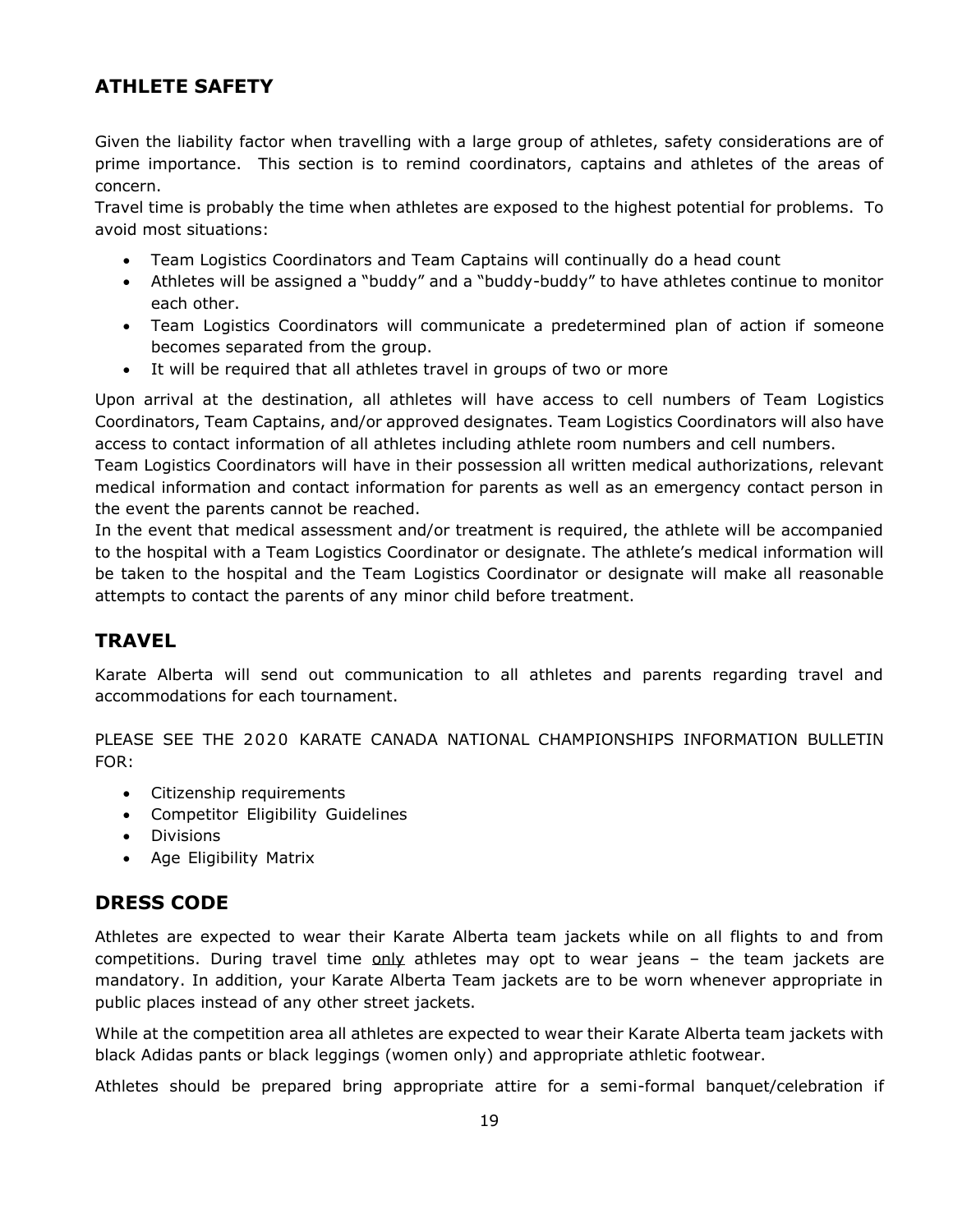## ATHLETE SAFETY

Given the liability factor when travelling with a large group of athletes, safety considerations are of prime importance. This section is to remind coordinators, captains and athletes of the areas of concern.

Travel time is probably the time when athletes are exposed to the highest potential for problems. To avoid most situations:

- Team Logistics Coordinators and Team Captains will continually do a head count
- Athletes will be assigned a "buddy" and a "buddy-buddy" to have athletes continue to monitor each other.
- Team Logistics Coordinators will communicate a predetermined plan of action if someone becomes separated from the group.
- It will be required that all athletes travel in groups of two or more

Upon arrival at the destination, all athletes will have access to cell numbers of Team Logistics Coordinators, Team Captains, and/or approved designates. Team Logistics Coordinators will also have access to contact information of all athletes including athlete room numbers and cell numbers.

Team Logistics Coordinators will have in their possession all written medical authorizations, relevant medical information and contact information for parents as well as an emergency contact person in the event the parents cannot be reached.

In the event that medical assessment and/or treatment is required, the athlete will be accompanied to the hospital with a Team Logistics Coordinator or designate. The athlete's medical information will be taken to the hospital and the Team Logistics Coordinator or designate will make all reasonable attempts to contact the parents of any minor child before treatment.

## TRAVEL

Karate Alberta will send out communication to all athletes and parents regarding travel and accommodations for each tournament.

PLEASE SEE THE 2020 KARATE CANADA NATIONAL CHAMPIONSHIPS INFORMATION BULLETIN FOR:

- Citizenship requirements
- Competitor Eligibility Guidelines
- Divisions
- Age Eligibility Matrix

## DRESS CODE

Athletes are expected to wear their Karate Alberta team jackets while on all flights to and from competitions. During travel time only athletes may opt to wear jeans – the team jackets are mandatory. In addition, your Karate Alberta Team jackets are to be worn whenever appropriate in public places instead of any other street jackets.

While at the competition area all athletes are expected to wear their Karate Alberta team jackets with black Adidas pants or black leggings (women only) and appropriate athletic footwear.

Athletes should be prepared bring appropriate attire for a semi-formal banquet/celebration if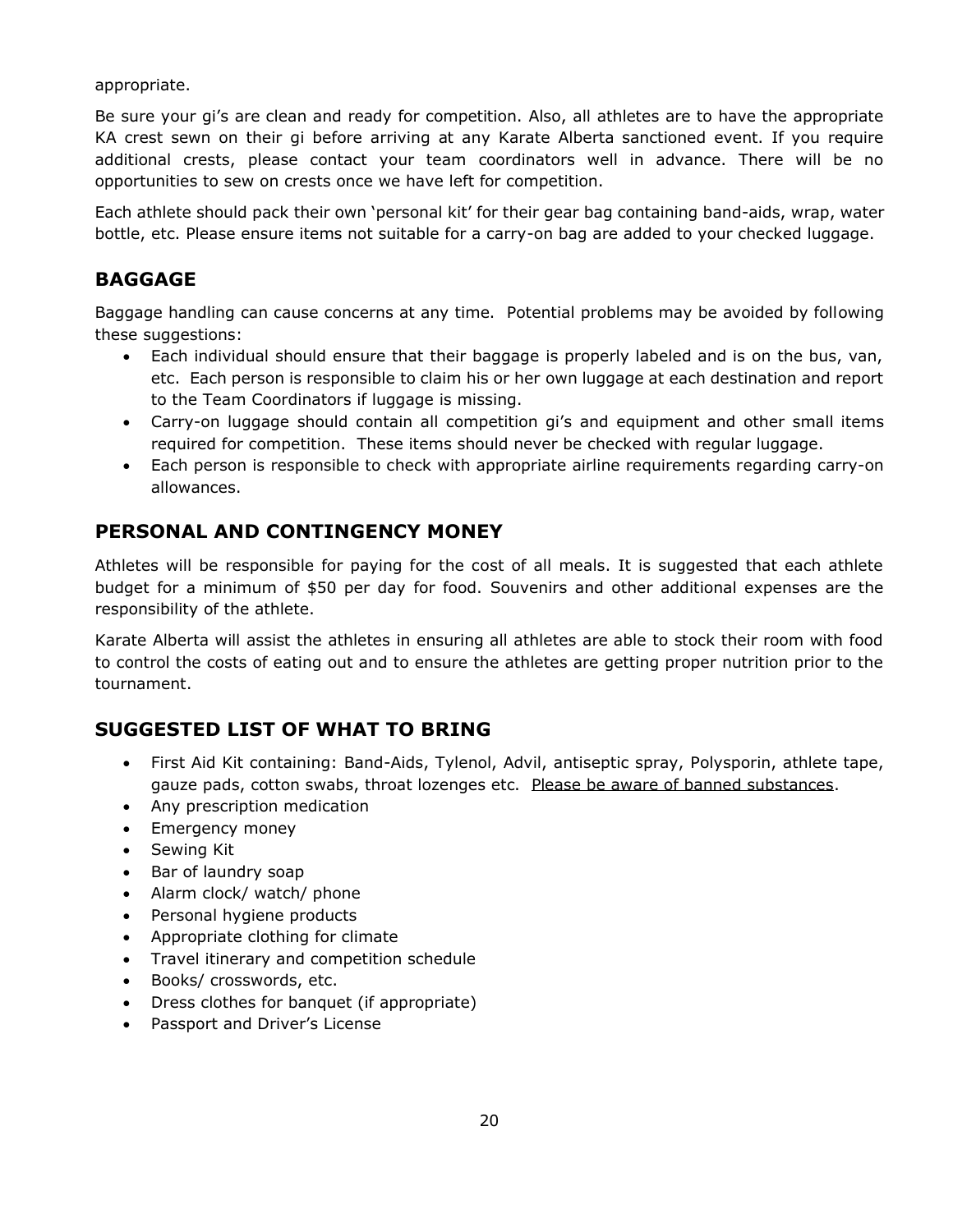appropriate.

Be sure your gi's are clean and ready for competition. Also, all athletes are to have the appropriate KA crest sewn on their gi before arriving at any Karate Alberta sanctioned event. If you require additional crests, please contact your team coordinators well in advance. There will be no opportunities to sew on crests once we have left for competition.

Each athlete should pack their own 'personal kit' for their gear bag containing band-aids, wrap, water bottle, etc. Please ensure items not suitable for a carry-on bag are added to your checked luggage.

## BAGGAGE

Baggage handling can cause concerns at any time. Potential problems may be avoided by following these suggestions:

- Each individual should ensure that their baggage is properly labeled and is on the bus, van, etc. Each person is responsible to claim his or her own luggage at each destination and report to the Team Coordinators if luggage is missing.
- Carry-on luggage should contain all competition gi's and equipment and other small items required for competition. These items should never be checked with regular luggage.
- Each person is responsible to check with appropriate airline requirements regarding carry-on allowances.

## PERSONAL AND CONTINGENCY MONEY

Athletes will be responsible for paying for the cost of all meals. It is suggested that each athlete budget for a minimum of $50 per day for food. Souvenirs and other additional expenses are the responsibility of the athlete.

Karate Alberta will assist the athletes in ensuring all athletes are able to stock their room with food to control the costs of eating out and to ensure the athletes are getting proper nutrition prior to the tournament.

## SUGGESTED LIST OF WHAT TO BRING

- First Aid Kit containing: Band-Aids, Tylenol, Advil, antiseptic spray, Polysporin, athlete tape, gauze pads, cotton swabs, throat lozenges etc. Please be aware of banned substances.
- Any prescription medication
- Emergency money
- Sewing Kit
- Bar of laundry soap
- Alarm clock/ watch/ phone
- Personal hygiene products
- Appropriate clothing for climate
- Travel itinerary and competition schedule
- Books/ crosswords, etc.
- Dress clothes for banquet (if appropriate)
- Passport and Driver's License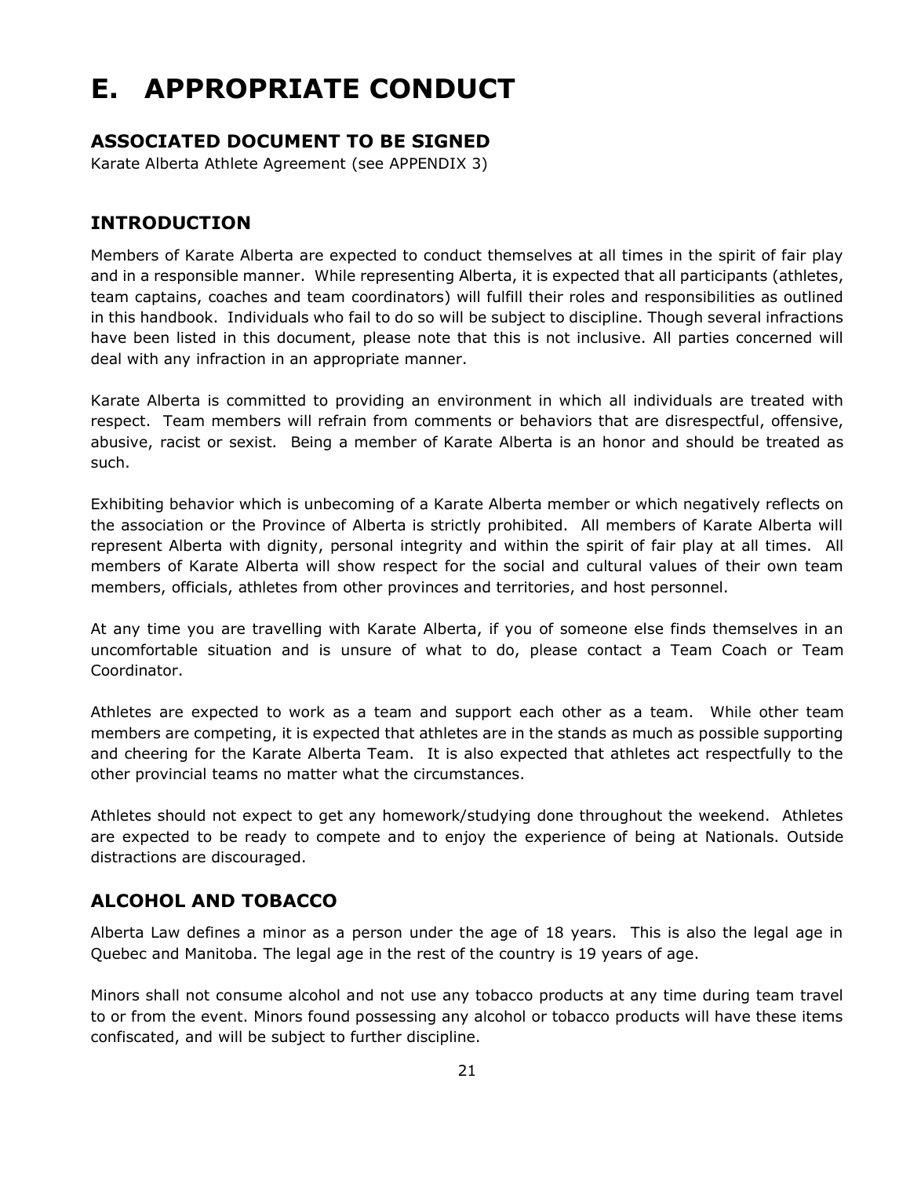# E. APPROPRIATE CONDUCT

## ASSOCIATED DOCUMENT TO BE SIGNED

Karate Alberta Athlete Agreement (see APPENDIX 3)

## INTRODUCTION

Members of Karate Alberta are expected to conduct themselves at all times in the spirit of fair play and in a responsible manner. While representing Alberta, it is expected that all participants (athletes, team captains, coaches and team coordinators) will fulfill their roles and responsibilities as outlined in this handbook. Individuals who fail to do so will be subject to discipline. Though several infractions have been listed in this document, please note that this is not inclusive. All parties concerned will deal with any infraction in an appropriate manner.

Karate Alberta is committed to providing an environment in which all individuals are treated with respect. Team members will refrain from comments or behaviors that are disrespectful, offensive, abusive, racist or sexist. Being a member of Karate Alberta is an honor and should be treated as such.

Exhibiting behavior which is unbecoming of a Karate Alberta member or which negatively reflects on the association or the Province of Alberta is strictly prohibited. All members of Karate Alberta will represent Alberta with dignity, personal integrity and within the spirit of fair play at all times. All members of Karate Alberta will show respect for the social and cultural values of their own team members, officials, athletes from other provinces and territories, and host personnel.

At any time you are travelling with Karate Alberta, if you of someone else finds themselves in an uncomfortable situation and is unsure of what to do, please contact a Team Coach or Team Coordinator.

Athletes are expected to work as a team and support each other as a team. While other team members are competing, it is expected that athletes are in the stands as much as possible supporting and cheering for the Karate Alberta Team. It is also expected that athletes act respectfully to the other provincial teams no matter what the circumstances.

Athletes should not expect to get any homework/studying done throughout the weekend. Athletes are expected to be ready to compete and to enjoy the experience of being at Nationals. Outside distractions are discouraged.

## ALCOHOL AND TOBACCO

Alberta Law defines a minor as a person under the age of 18 years. This is also the legal age in Quebec and Manitoba. The legal age in the rest of the country is 19 years of age.

Minors shall not consume alcohol and not use any tobacco products at any time during team travel to or from the event. Minors found possessing any alcohol or tobacco products will have these items confiscated, and will be subject to further discipline.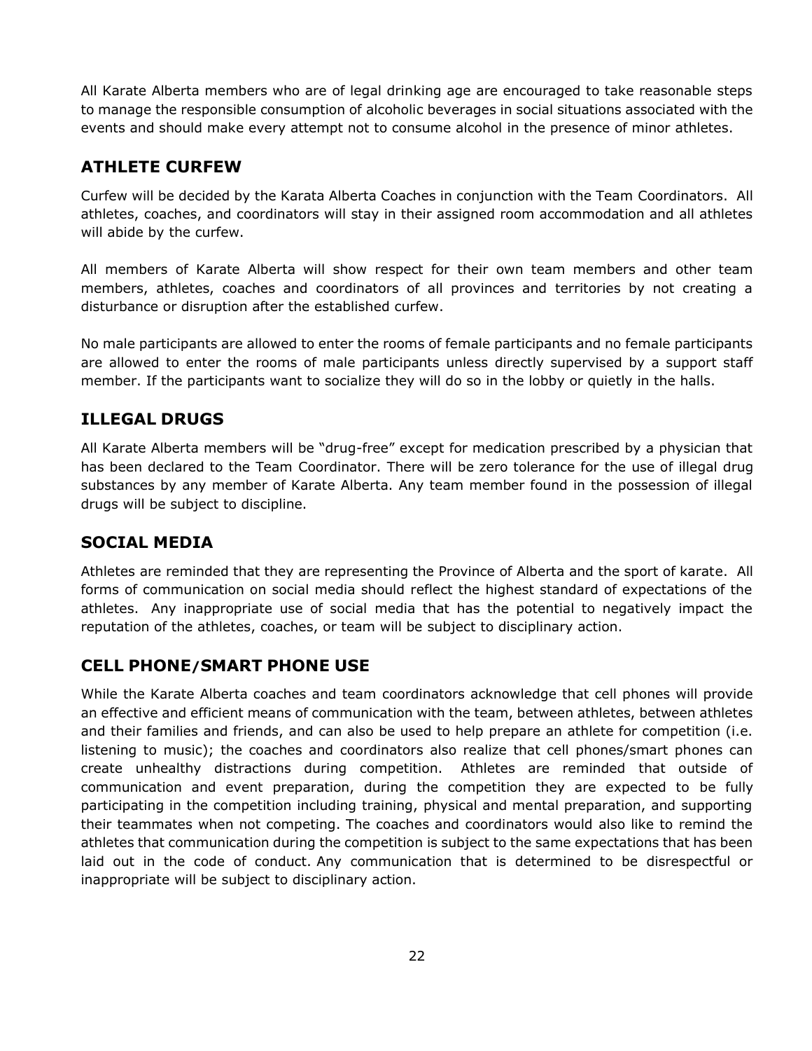All Karate Alberta members who are of legal drinking age are encouraged to take reasonable steps to manage the responsible consumption of alcoholic beverages in social situations associated with the events and should make every attempt not to consume alcohol in the presence of minor athletes.

## ATHLETE CURFEW

Curfew will be decided by the Karata Alberta Coaches in conjunction with the Team Coordinators. All athletes, coaches, and coordinators will stay in their assigned room accommodation and all athletes will abide by the curfew.

All members of Karate Alberta will show respect for their own team members and other team members, athletes, coaches and coordinators of all provinces and territories by not creating a disturbance or disruption after the established curfew.

No male participants are allowed to enter the rooms of female participants and no female participants are allowed to enter the rooms of male participants unless directly supervised by a support staff member. If the participants want to socialize they will do so in the lobby or quietly in the halls.

## ILLEGAL DRUGS

All Karate Alberta members will be "drug-free" except for medication prescribed by a physician that has been declared to the Team Coordinator. There will be zero tolerance for the use of illegal drug substances by any member of Karate Alberta. Any team member found in the possession of illegal drugs will be subject to discipline.

## SOCIAL MEDIA

Athletes are reminded that they are representing the Province of Alberta and the sport of karate. All forms of communication on social media should reflect the highest standard of expectations of the athletes. Any inappropriate use of social media that has the potential to negatively impact the reputation of the athletes, coaches, or team will be subject to disciplinary action.

## CELL PHONE/SMART PHONE USE

While the Karate Alberta coaches and team coordinators acknowledge that cell phones will provide an effective and efficient means of communication with the team, between athletes, between athletes and their families and friends, and can also be used to help prepare an athlete for competition (i.e. listening to music); the coaches and coordinators also realize that cell phones/smart phones can create unhealthy distractions during competition. Athletes are reminded that outside of communication and event preparation, during the competition they are expected to be fully participating in the competition including training, physical and mental preparation, and supporting their teammates when not competing. The coaches and coordinators would also like to remind the athletes that communication during the competition is subject to the same expectations that has been laid out in the code of conduct. Any communication that is determined to be disrespectful or inappropriate will be subject to disciplinary action.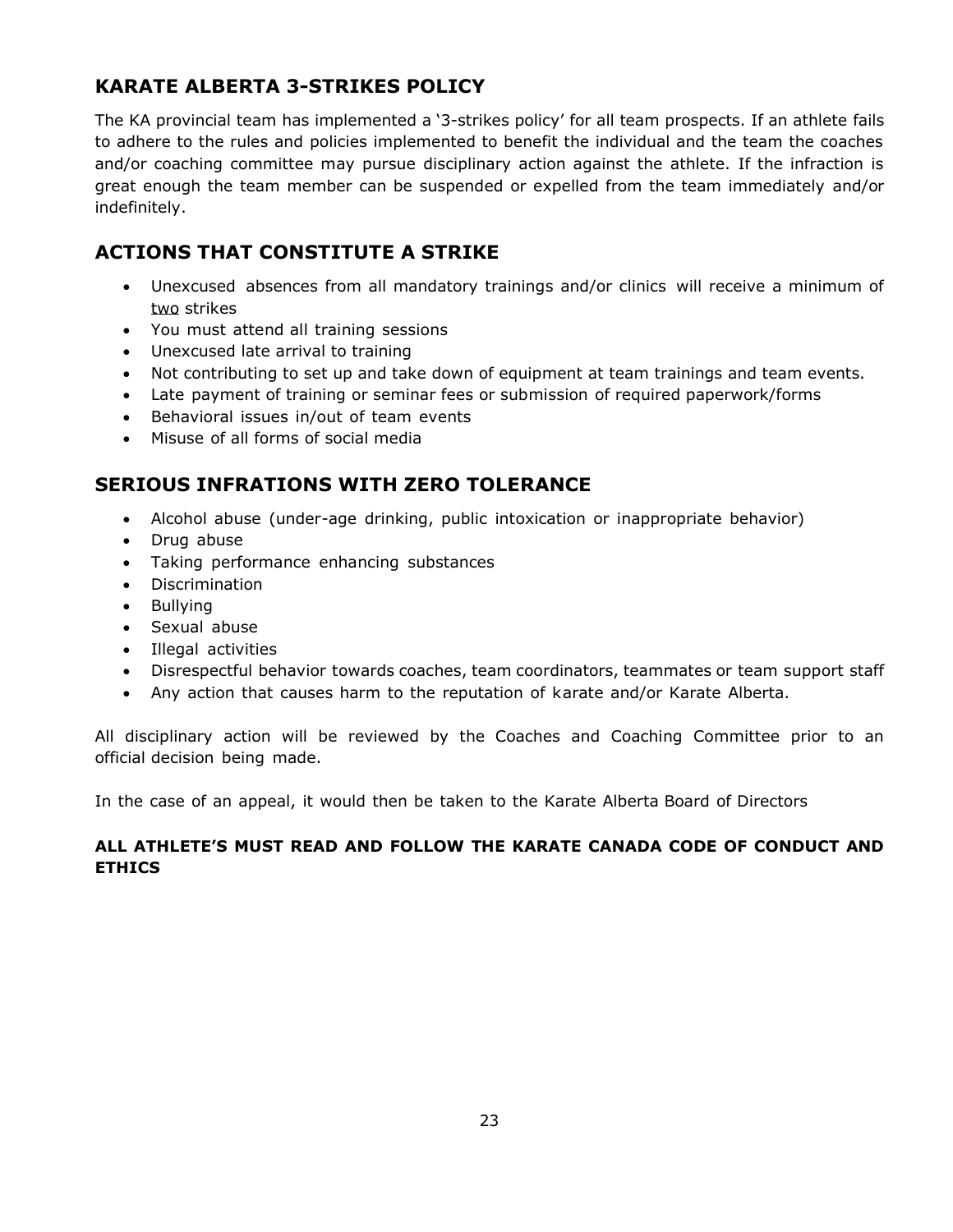## KARATE ALBERTA 3-STRIKES POLICY

The KA provincial team has implemented a '3-strikes policy' for all team prospects. If an athlete fails to adhere to the rules and policies implemented to benefit the individual and the team the coaches and/or coaching committee may pursue disciplinary action against the athlete. If the infraction is great enough the team member can be suspended or expelled from the team immediately and/or indefinitely.

## ACTIONS THAT CONSTITUTE A STRIKE

- Unexcused absences from all mandatory trainings and/or clinics will receive a minimum of <u>two</u> strikes
- You must attend all training sessions
- Unexcused late arrival to training
- Not contributing to set up and take down of equipment at team trainings and team events.
- Late payment of training or seminar fees or submission of required paperwork/forms
- Behavioral issues in/out of team events
- Misuse of all forms of social media

## SERIOUS INFRATIONS WITH ZERO TOLERANCE

- Alcohol abuse (under-age drinking, public intoxication or inappropriate behavior)
- Drug abuse
- Taking performance enhancing substances
- Discrimination
- Bullying
- Sexual abuse
- Illegal activities
- Disrespectful behavior towards coaches, team coordinators, teammates or team support staff
- Any action that causes harm to the reputation of karate and/or Karate Alberta.

All disciplinary action will be reviewed by the Coaches and Coaching Committee prior to an official decision being made.

In the case of an appeal, it would then be taken to the Karate Alberta Board of Directors

**ALL ATHLETE'S MUST READ AND FOLLOW THE KARATE CANADA CODE OF CONDUCT AND ETHICS**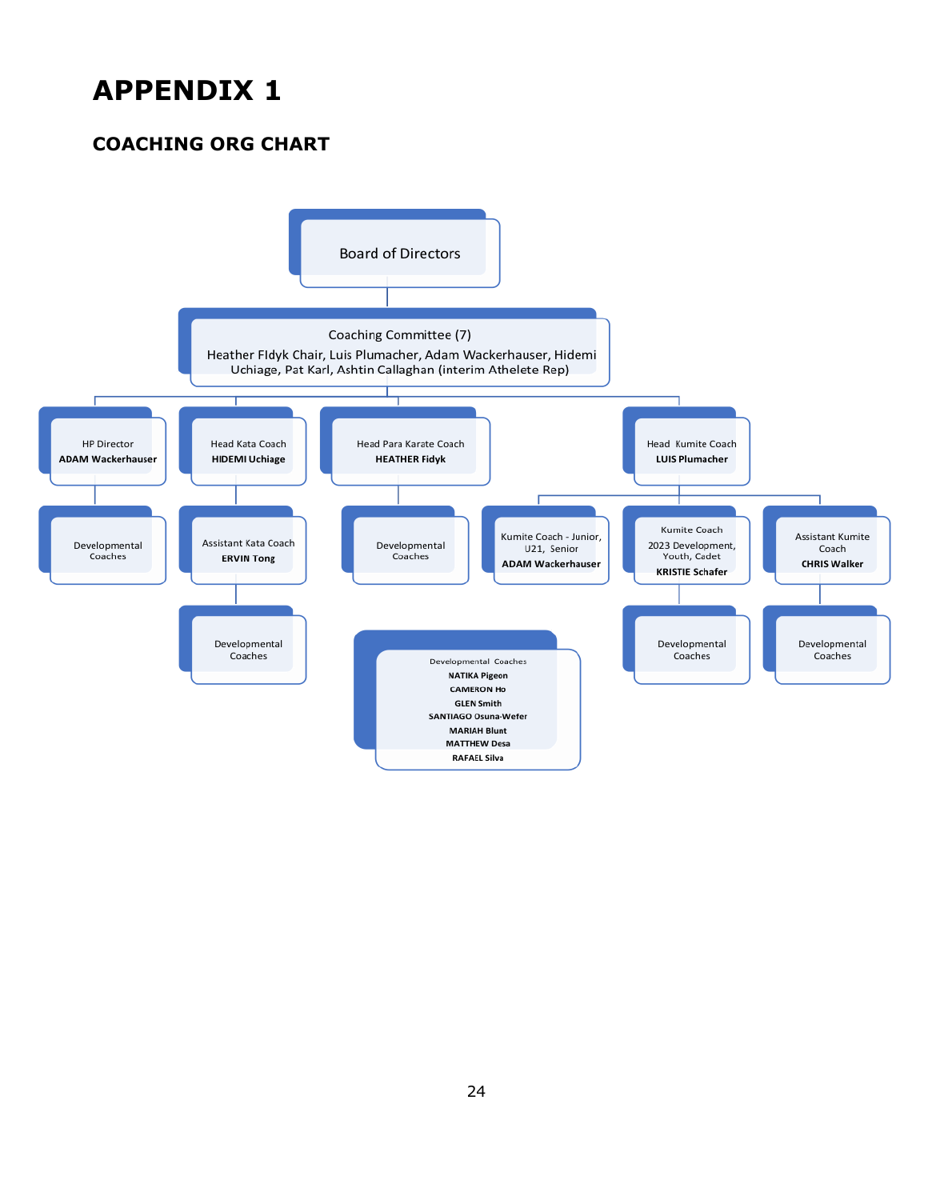# APPENDIX 1

## COACHING ORG CHART

- Board of Directors
  - Coaching Committee (7)
    Heather FIdyk Chair, Luis Plumacher, Adam Wackerhauser, Hidemi Uchiage, Pat Karl, Ashtin Callaghan (interim Athelete Rep)
    - HP Director **ADAM Wackerhauser**
      - Developmental Coaches
    - Head Kata Coach **HIDEMI Uchiage**
      - Assistant Kata Coach **ERVIN Tong**
        - Developmental Coaches
    - Head Para Karate Coach **HEATHER Fidyk**
      - Developmental Coaches
    - Head Kumite Coach **LUIS Plumacher**
      - Kumite Coach - Junior, U21, Senior **ADAM Wackerhauser**
      - Kumite Coach 2023 Development, Youth, Cadet **KRISTIE Schafer**
        - Developmental Coaches
      - Assistant Kumite Coach **CHRIS Walker**
        - Developmental Coaches

Developmental Coaches
- **NATIKA Pigeon**
- **CAMERON Ho**
- **GLEN Smith**
- **SANTIAGO Osuna-Wefer**
- **MARIAH Blunt**
- **MATTHEW Desa**
- **RAFAEL Silva**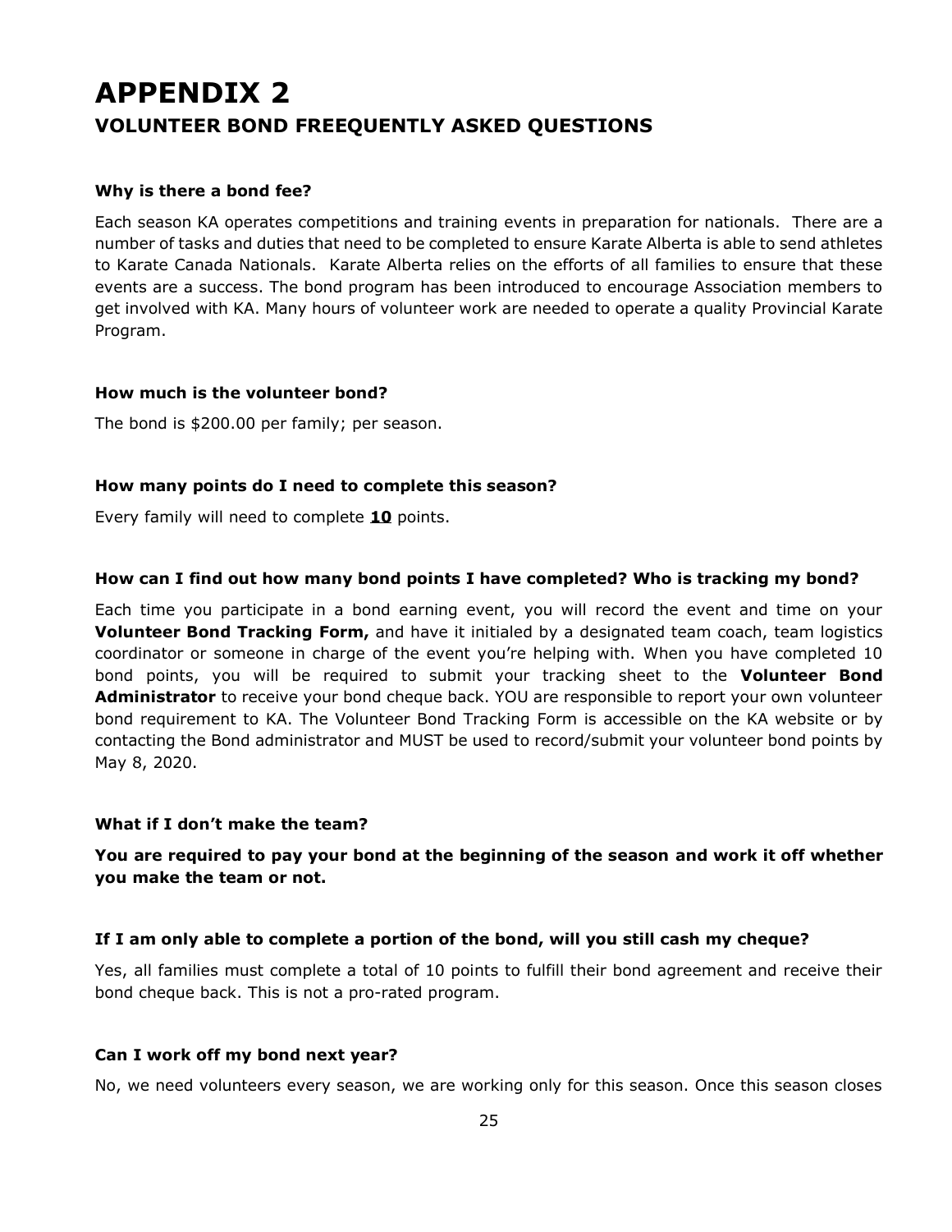# APPENDIX 2

## VOLUNTEER BOND FREEQUENTLY ASKED QUESTIONS

**Why is there a bond fee?**

Each season KA operates competitions and training events in preparation for nationals. There are a number of tasks and duties that need to be completed to ensure Karate Alberta is able to send athletes to Karate Canada Nationals. Karate Alberta relies on the efforts of all families to ensure that these events are a success. The bond program has been introduced to encourage Association members to get involved with KA. Many hours of volunteer work are needed to operate a quality Provincial Karate Program.

**How much is the volunteer bond?**

The bond is $200.00 per family; per season.

**How many points do I need to complete this season?**

Every family will need to complete **10** points.

**How can I find out how many bond points I have completed? Who is tracking my bond?**

Each time you participate in a bond earning event, you will record the event and time on your **Volunteer Bond Tracking Form,** and have it initialed by a designated team coach, team logistics coordinator or someone in charge of the event you're helping with. When you have completed 10 bond points, you will be required to submit your tracking sheet to the **Volunteer Bond Administrator** to receive your bond cheque back. YOU are responsible to report your own volunteer bond requirement to KA. The Volunteer Bond Tracking Form is accessible on the KA website or by contacting the Bond administrator and MUST be used to record/submit your volunteer bond points by May 8, 2020.

**What if I don't make the team?**

**You are required to pay your bond at the beginning of the season and work it off whether you make the team or not.**

**If I am only able to complete a portion of the bond, will you still cash my cheque?**

Yes, all families must complete a total of 10 points to fulfill their bond agreement and receive their bond cheque back. This is not a pro-rated program.

**Can I work off my bond next year?**

No, we need volunteers every season, we are working only for this season. Once this season closes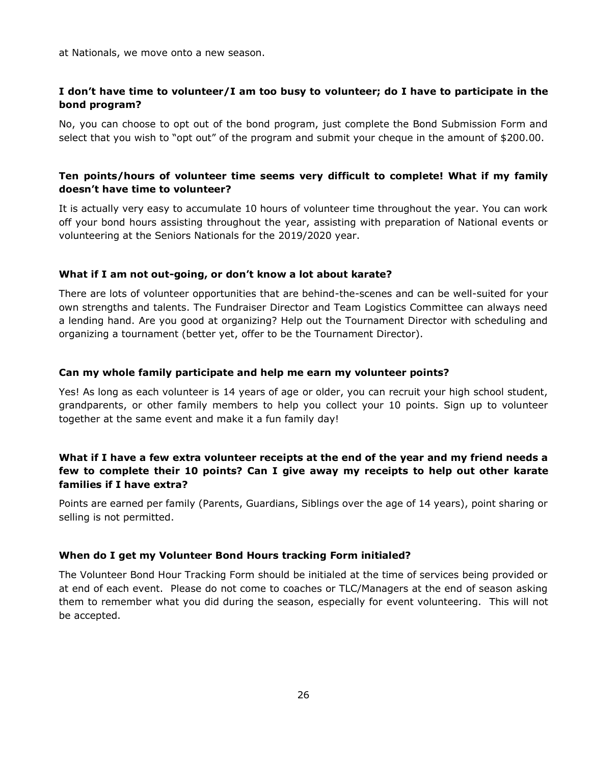at Nationals, we move onto a new season.

**I don't have time to volunteer/I am too busy to volunteer; do I have to participate in the bond program?**

No, you can choose to opt out of the bond program, just complete the Bond Submission Form and select that you wish to "opt out" of the program and submit your cheque in the amount of $200.00.

**Ten points/hours of volunteer time seems very difficult to complete! What if my family doesn't have time to volunteer?**

It is actually very easy to accumulate 10 hours of volunteer time throughout the year. You can work off your bond hours assisting throughout the year, assisting with preparation of National events or volunteering at the Seniors Nationals for the 2019/2020 year.

**What if I am not out-going, or don't know a lot about karate?**

There are lots of volunteer opportunities that are behind-the-scenes and can be well-suited for your own strengths and talents. The Fundraiser Director and Team Logistics Committee can always need a lending hand. Are you good at organizing? Help out the Tournament Director with scheduling and organizing a tournament (better yet, offer to be the Tournament Director).

**Can my whole family participate and help me earn my volunteer points?**

Yes! As long as each volunteer is 14 years of age or older, you can recruit your high school student, grandparents, or other family members to help you collect your 10 points. Sign up to volunteer together at the same event and make it a fun family day!

**What if I have a few extra volunteer receipts at the end of the year and my friend needs a few to complete their 10 points? Can I give away my receipts to help out other karate families if I have extra?**

Points are earned per family (Parents, Guardians, Siblings over the age of 14 years), point sharing or selling is not permitted.

**When do I get my Volunteer Bond Hours tracking Form initialed?**

The Volunteer Bond Hour Tracking Form should be initialed at the time of services being provided or at end of each event. Please do not come to coaches or TLC/Managers at the end of season asking them to remember what you did during the season, especially for event volunteering. This will not be accepted.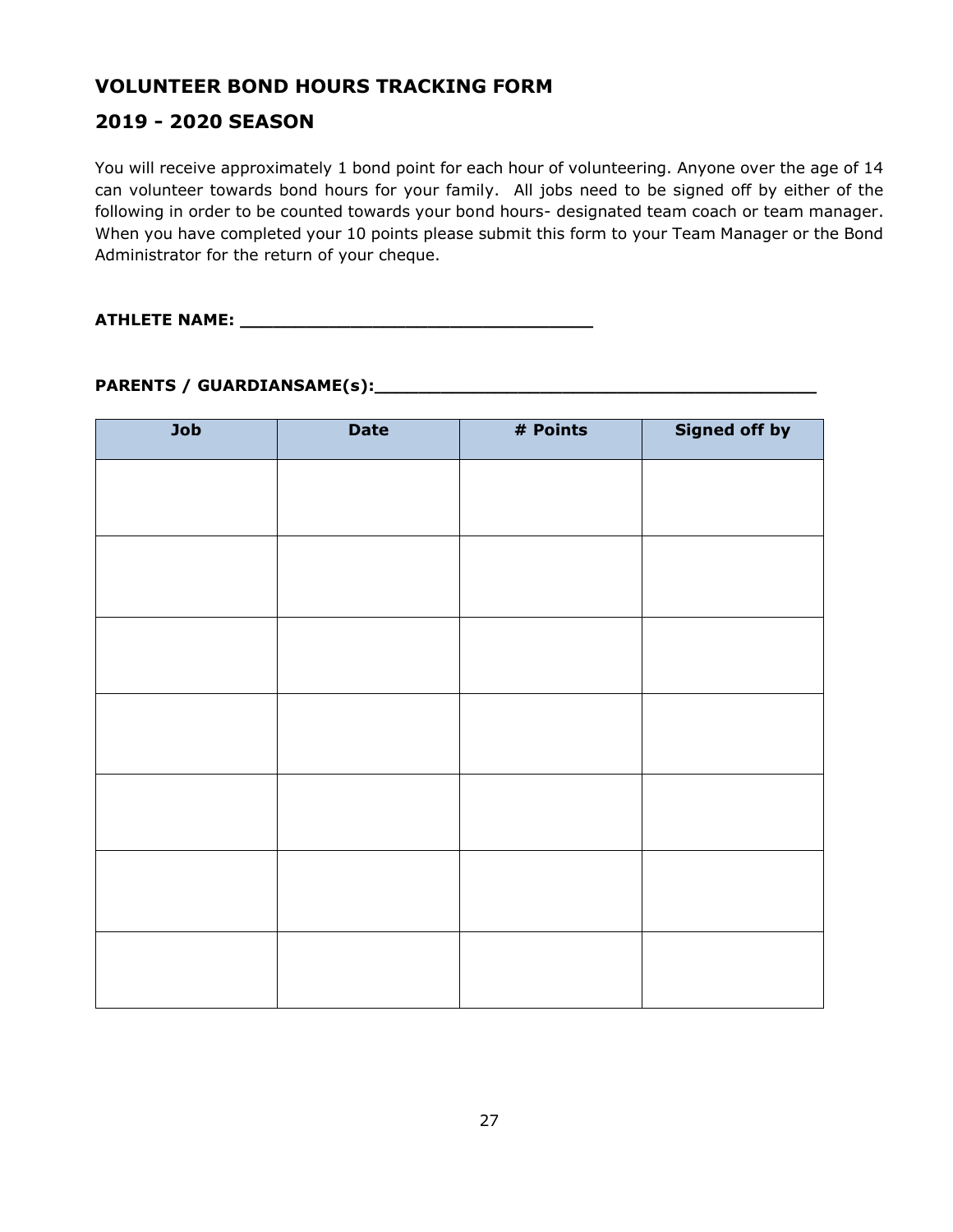## VOLUNTEER BOND HOURS TRACKING FORM

## 2019 - 2020 SEASON

You will receive approximately 1 bond point for each hour of volunteering. Anyone over the age of 14 can volunteer towards bond hours for your family. All jobs need to be signed off by either of the following in order to be counted towards your bond hours- designated team coach or team manager. When you have completed your 10 points please submit this form to your Team Manager or the Bond Administrator for the return of your cheque.

**ATHLETE NAME: ________________________________**

**PARENTS / GUARDIANSAME(s):________________________________________**

| Job | Date | # Points | Signed off by |
|---|---|---|---|
| | | | |
| | | | |
| | | | |
| | | | |
| | | | |
| | | | |
| | | | |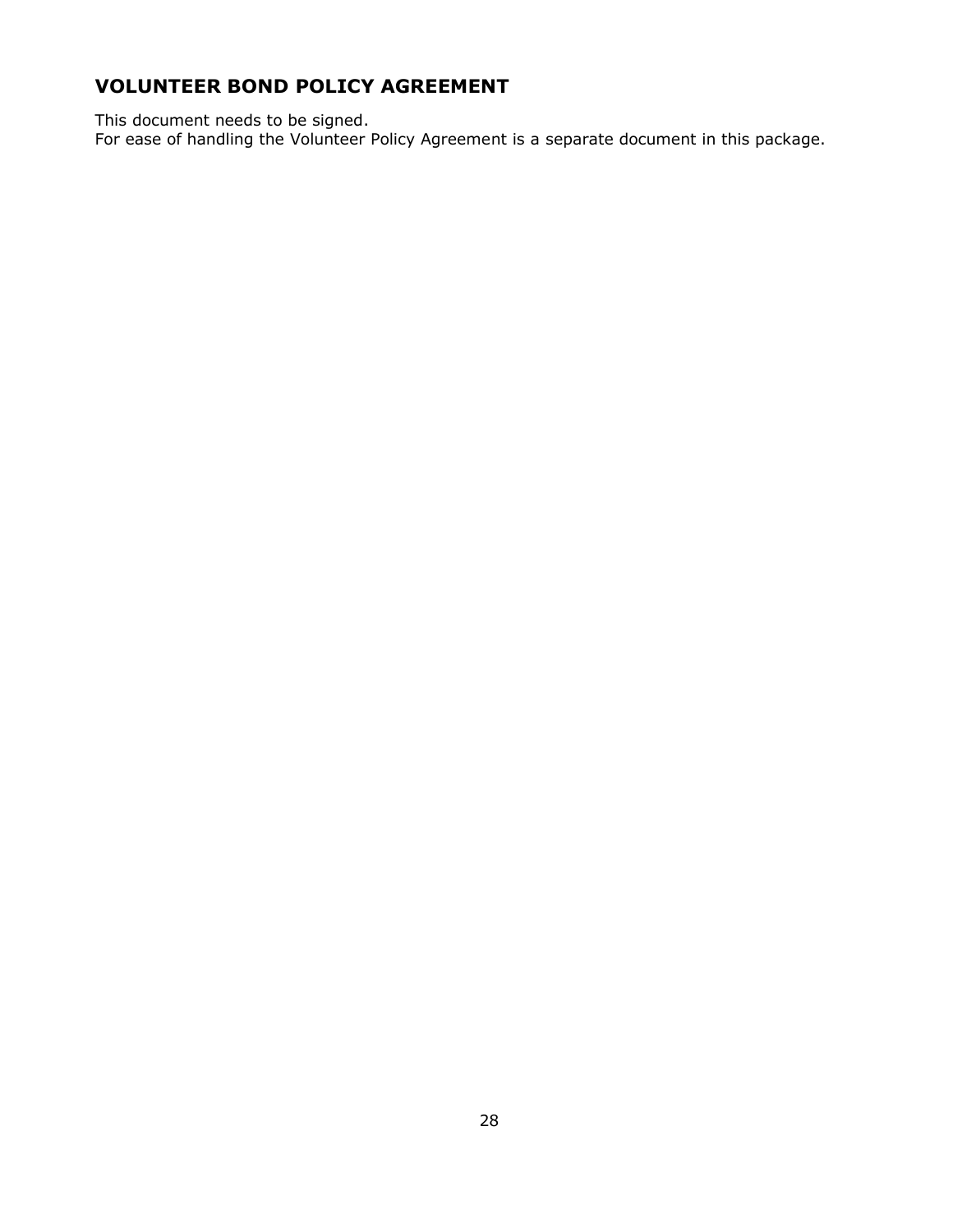## VOLUNTEER BOND POLICY AGREEMENT

This document needs to be signed.
For ease of handling the Volunteer Policy Agreement is a separate document in this package.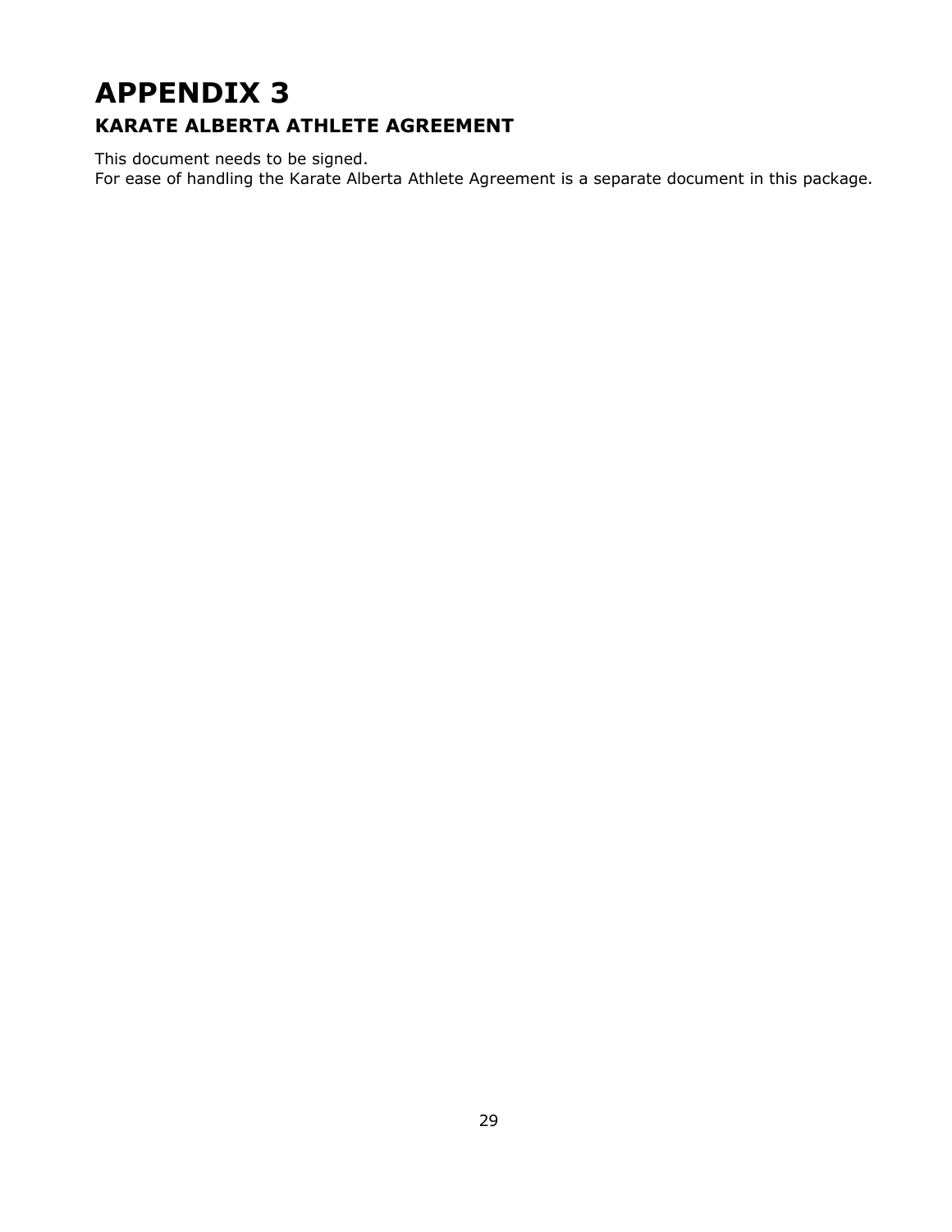# APPENDIX 3

## KARATE ALBERTA ATHLETE AGREEMENT

This document needs to be signed.
For ease of handling the Karate Alberta Athlete Agreement is a separate document in this package.